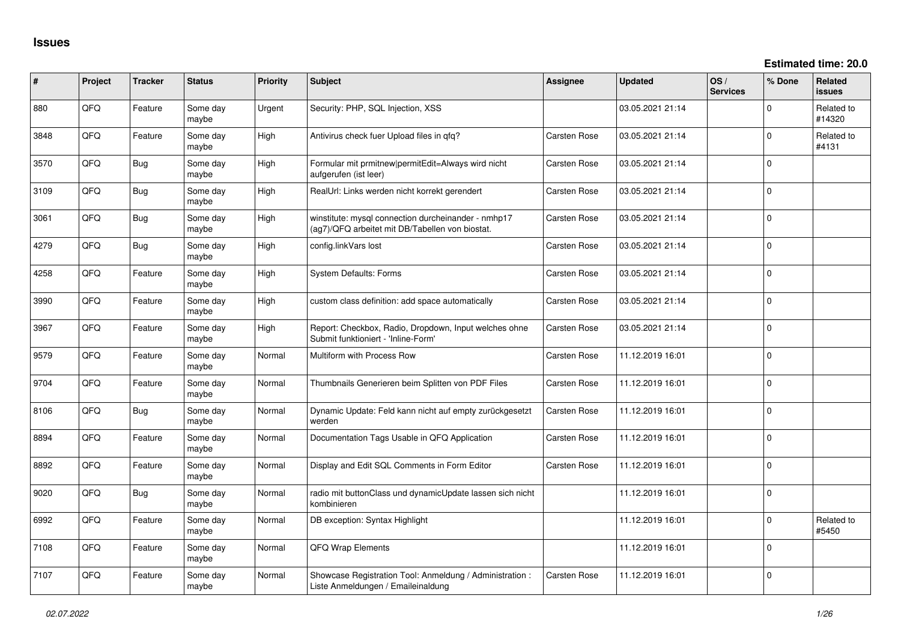# Issues

**Estimated time: 20.0**

| # | Project | Tracker | Status | Priority | Subject | Assignee | Updated | OS / Services | % Done | Related issues |
|---|---|---|---|---|---|---|---|---|---|---|
| 880 | QFQ | Feature | Some day maybe | Urgent | Security: PHP, SQL Injection, XSS | | 03.05.2021 21:14 | | 0 | Related to #14320 |
| 3848 | QFQ | Feature | Some day maybe | High | Antivirus check fuer Upload files in qfq? | Carsten Rose | 03.05.2021 21:14 | | 0 | Related to #4131 |
| 3570 | QFQ | Bug | Some day maybe | High | Formular mit prmitnew\|permitEdit=Always wird nicht aufgerufen (ist leer) | Carsten Rose | 03.05.2021 21:14 | | 0 | |
| 3109 | QFQ | Bug | Some day maybe | High | RealUrl: Links werden nicht korrekt gerendert | Carsten Rose | 03.05.2021 21:14 | | 0 | |
| 3061 | QFQ | Bug | Some day maybe | High | winstitute: mysql connection durcheinander - nmhp17 (ag7)/QFQ arbeitet mit DB/Tabellen von biostat. | Carsten Rose | 03.05.2021 21:14 | | 0 | |
| 4279 | QFQ | Bug | Some day maybe | High | config.linkVars lost | Carsten Rose | 03.05.2021 21:14 | | 0 | |
| 4258 | QFQ | Feature | Some day maybe | High | System Defaults: Forms | Carsten Rose | 03.05.2021 21:14 | | 0 | |
| 3990 | QFQ | Feature | Some day maybe | High | custom class definition: add space automatically | Carsten Rose | 03.05.2021 21:14 | | 0 | |
| 3967 | QFQ | Feature | Some day maybe | High | Report: Checkbox, Radio, Dropdown, Input welches ohne Submit funktioniert - 'Inline-Form' | Carsten Rose | 03.05.2021 21:14 | | 0 | |
| 9579 | QFQ | Feature | Some day maybe | Normal | Multiform with Process Row | Carsten Rose | 11.12.2019 16:01 | | 0 | |
| 9704 | QFQ | Feature | Some day maybe | Normal | Thumbnails Generieren beim Splitten von PDF Files | Carsten Rose | 11.12.2019 16:01 | | 0 | |
| 8106 | QFQ | Bug | Some day maybe | Normal | Dynamic Update: Feld kann nicht auf empty zurückgesetzt werden | Carsten Rose | 11.12.2019 16:01 | | 0 | |
| 8894 | QFQ | Feature | Some day maybe | Normal | Documentation Tags Usable in QFQ Application | Carsten Rose | 11.12.2019 16:01 | | 0 | |
| 8892 | QFQ | Feature | Some day maybe | Normal | Display and Edit SQL Comments in Form Editor | Carsten Rose | 11.12.2019 16:01 | | 0 | |
| 9020 | QFQ | Bug | Some day maybe | Normal | radio mit buttonClass und dynamicUpdate lassen sich nicht kombinieren | | 11.12.2019 16:01 | | 0 | |
| 6992 | QFQ | Feature | Some day maybe | Normal | DB exception: Syntax Highlight | | 11.12.2019 16:01 | | 0 | Related to #5450 |
| 7108 | QFQ | Feature | Some day maybe | Normal | QFQ Wrap Elements | | 11.12.2019 16:01 | | 0 | |
| 7107 | QFQ | Feature | Some day maybe | Normal | Showcase Registration Tool: Anmeldung / Administration : Liste Anmeldungen / Emaileinaldung | Carsten Rose | 11.12.2019 16:01 | | 0 | |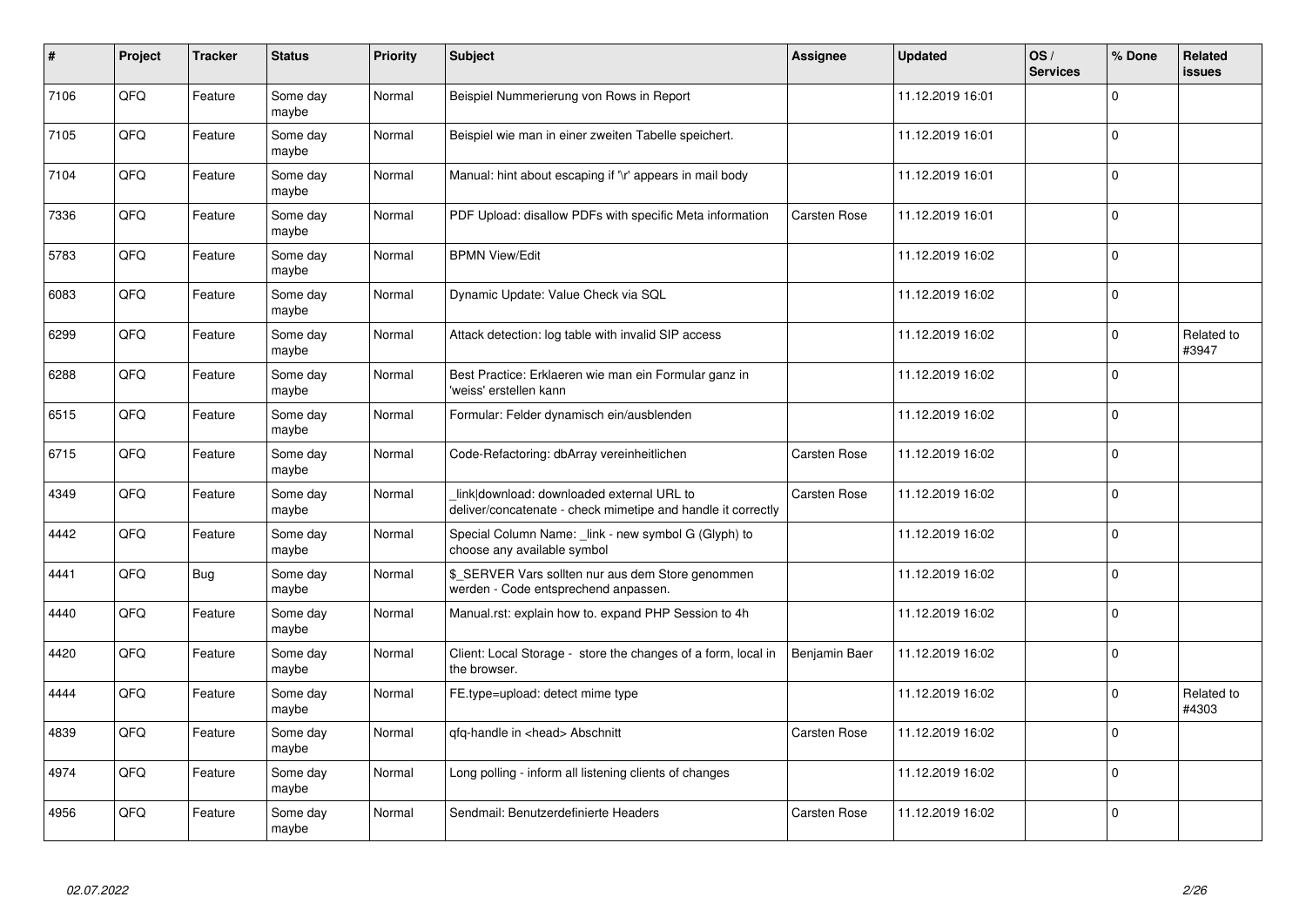| # | Project | Tracker | Status | Priority | Subject | Assignee | Updated | OS / Services | % Done | Related issues |
|---|---|---|---|---|---|---|---|---|---|---|
| 7106 | QFQ | Feature | Some day maybe | Normal | Beispiel Nummerierung von Rows in Report | | 11.12.2019 16:01 | | 0 | |
| 7105 | QFQ | Feature | Some day maybe | Normal | Beispiel wie man in einer zweiten Tabelle speichert. | | 11.12.2019 16:01 | | 0 | |
| 7104 | QFQ | Feature | Some day maybe | Normal | Manual: hint about escaping if '\r' appears in mail body | | 11.12.2019 16:01 | | 0 | |
| 7336 | QFQ | Feature | Some day maybe | Normal | PDF Upload: disallow PDFs with specific Meta information | Carsten Rose | 11.12.2019 16:01 | | 0 | |
| 5783 | QFQ | Feature | Some day maybe | Normal | BPMN View/Edit | | 11.12.2019 16:02 | | 0 | |
| 6083 | QFQ | Feature | Some day maybe | Normal | Dynamic Update: Value Check via SQL | | 11.12.2019 16:02 | | 0 | |
| 6299 | QFQ | Feature | Some day maybe | Normal | Attack detection: log table with invalid SIP access | | 11.12.2019 16:02 | | 0 | Related to #3947 |
| 6288 | QFQ | Feature | Some day maybe | Normal | Best Practice: Erklaeren wie man ein Formular ganz in 'weiss' erstellen kann | | 11.12.2019 16:02 | | 0 | |
| 6515 | QFQ | Feature | Some day maybe | Normal | Formular: Felder dynamisch ein/ausblenden | | 11.12.2019 16:02 | | 0 | |
| 6715 | QFQ | Feature | Some day maybe | Normal | Code-Refactoring: dbArray vereinheitlichen | Carsten Rose | 11.12.2019 16:02 | | 0 | |
| 4349 | QFQ | Feature | Some day maybe | Normal | _link\|download: downloaded external URL to deliver/concatenate - check mimetipe and handle it correctly | Carsten Rose | 11.12.2019 16:02 | | 0 | |
| 4442 | QFQ | Feature | Some day maybe | Normal | Special Column Name: _link - new symbol G (Glyph) to choose any available symbol | | 11.12.2019 16:02 | | 0 | |
| 4441 | QFQ | Bug | Some day maybe | Normal | $_SERVER Vars sollten nur aus dem Store genommen werden - Code entsprechend anpassen. | | 11.12.2019 16:02 | | 0 | |
| 4440 | QFQ | Feature | Some day maybe | Normal | Manual.rst: explain how to. expand PHP Session to 4h | | 11.12.2019 16:02 | | 0 | |
| 4420 | QFQ | Feature | Some day maybe | Normal | Client: Local Storage - store the changes of a form, local in the browser. | Benjamin Baer | 11.12.2019 16:02 | | 0 | |
| 4444 | QFQ | Feature | Some day maybe | Normal | FE.type=upload: detect mime type | | 11.12.2019 16:02 | | 0 | Related to #4303 |
| 4839 | QFQ | Feature | Some day maybe | Normal | qfq-handle in <head> Abschnitt | Carsten Rose | 11.12.2019 16:02 | | 0 | |
| 4974 | QFQ | Feature | Some day maybe | Normal | Long polling - inform all listening clients of changes | | 11.12.2019 16:02 | | 0 | |
| 4956 | QFQ | Feature | Some day maybe | Normal | Sendmail: Benutzerdefinierte Headers | Carsten Rose | 11.12.2019 16:02 | | 0 | |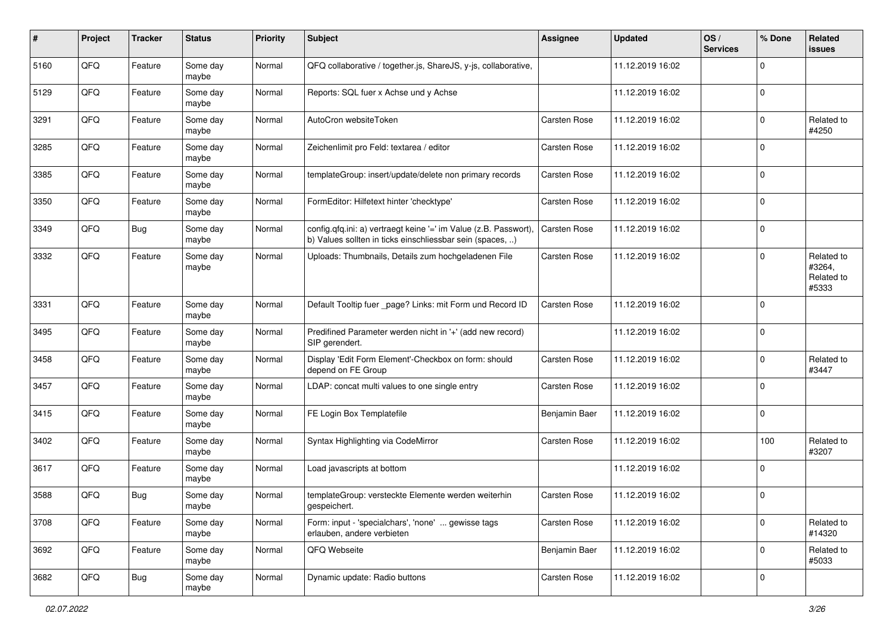| # | Project | Tracker | Status | Priority | Subject | Assignee | Updated | OS / Services | % Done | Related issues |
|---|---|---|---|---|---|---|---|---|---|---|
| 5160 | QFQ | Feature | Some day maybe | Normal | QFQ collaborative / together.js, ShareJS, y-js, collaborative, | | 11.12.2019 16:02 | | 0 | |
| 5129 | QFQ | Feature | Some day maybe | Normal | Reports: SQL fuer x Achse und y Achse | | 11.12.2019 16:02 | | 0 | |
| 3291 | QFQ | Feature | Some day maybe | Normal | AutoCron websiteToken | Carsten Rose | 11.12.2019 16:02 | | 0 | Related to #4250 |
| 3285 | QFQ | Feature | Some day maybe | Normal | Zeichenlimit pro Feld: textarea / editor | Carsten Rose | 11.12.2019 16:02 | | 0 | |
| 3385 | QFQ | Feature | Some day maybe | Normal | templateGroup: insert/update/delete non primary records | Carsten Rose | 11.12.2019 16:02 | | 0 | |
| 3350 | QFQ | Feature | Some day maybe | Normal | FormEditor: Hilfetext hinter 'checktype' | Carsten Rose | 11.12.2019 16:02 | | 0 | |
| 3349 | QFQ | Bug | Some day maybe | Normal | config.qfq.ini: a) vertraegt keine '=' im Value (z.B. Passwort), b) Values sollten in ticks einschliessbar sein (spaces, ..) | Carsten Rose | 11.12.2019 16:02 | | 0 | |
| 3332 | QFQ | Feature | Some day maybe | Normal | Uploads: Thumbnails, Details zum hochgeladenen File | Carsten Rose | 11.12.2019 16:02 | | 0 | Related to #3264, Related to #5333 |
| 3331 | QFQ | Feature | Some day maybe | Normal | Default Tooltip fuer _page? Links: mit Form und Record ID | Carsten Rose | 11.12.2019 16:02 | | 0 | |
| 3495 | QFQ | Feature | Some day maybe | Normal | Predifined Parameter werden nicht in '+' (add new record) SIP gerendert. | | 11.12.2019 16:02 | | 0 | |
| 3458 | QFQ | Feature | Some day maybe | Normal | Display 'Edit Form Element'-Checkbox on form: should depend on FE Group | Carsten Rose | 11.12.2019 16:02 | | 0 | Related to #3447 |
| 3457 | QFQ | Feature | Some day maybe | Normal | LDAP: concat multi values to one single entry | Carsten Rose | 11.12.2019 16:02 | | 0 | |
| 3415 | QFQ | Feature | Some day maybe | Normal | FE Login Box Templatefile | Benjamin Baer | 11.12.2019 16:02 | | 0 | |
| 3402 | QFQ | Feature | Some day maybe | Normal | Syntax Highlighting via CodeMirror | Carsten Rose | 11.12.2019 16:02 | | 100 | Related to #3207 |
| 3617 | QFQ | Feature | Some day maybe | Normal | Load javascripts at bottom | | 11.12.2019 16:02 | | 0 | |
| 3588 | QFQ | Bug | Some day maybe | Normal | templateGroup: versteckte Elemente werden weiterhin gespeichert. | Carsten Rose | 11.12.2019 16:02 | | 0 | |
| 3708 | QFQ | Feature | Some day maybe | Normal | Form: input - 'specialchars', 'none' ... gewisse tags erlauben, andere verbieten | Carsten Rose | 11.12.2019 16:02 | | 0 | Related to #14320 |
| 3692 | QFQ | Feature | Some day maybe | Normal | QFQ Webseite | Benjamin Baer | 11.12.2019 16:02 | | 0 | Related to #5033 |
| 3682 | QFQ | Bug | Some day maybe | Normal | Dynamic update: Radio buttons | Carsten Rose | 11.12.2019 16:02 | | 0 | |

*02.07.2022*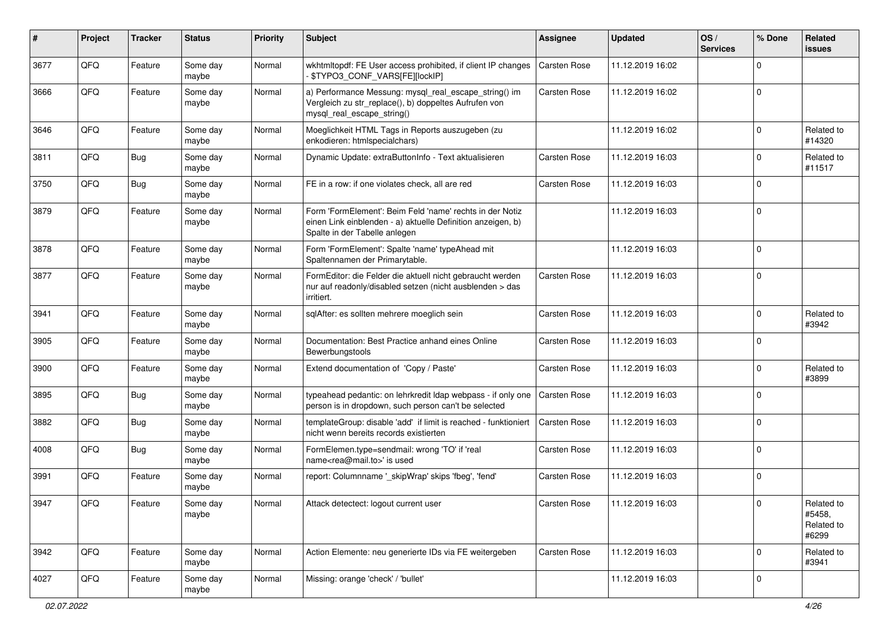| # | Project | Tracker | Status | Priority | Subject | Assignee | Updated | OS / Services | % Done | Related issues |
|---|---|---|---|---|---|---|---|---|---|---|
| 3677 | QFQ | Feature | Some day maybe | Normal | wkhtmltopdf: FE User access prohibited, if client IP changes - $TYPO3_CONF_VARS[FE][lockIP] | Carsten Rose | 11.12.2019 16:02 | | 0 | |
| 3666 | QFQ | Feature | Some day maybe | Normal | a) Performance Messung: mysql_real_escape_string() im Vergleich zu str_replace(), b) doppeltes Aufrufen von mysql_real_escape_string() | Carsten Rose | 11.12.2019 16:02 | | 0 | |
| 3646 | QFQ | Feature | Some day maybe | Normal | Moeglichkeit HTML Tags in Reports auszugeben (zu enkodieren: htmlspecialchars) | | 11.12.2019 16:02 | | 0 | Related to #14320 |
| 3811 | QFQ | Bug | Some day maybe | Normal | Dynamic Update: extraButtonInfo - Text aktualisieren | Carsten Rose | 11.12.2019 16:03 | | 0 | Related to #11517 |
| 3750 | QFQ | Bug | Some day maybe | Normal | FE in a row: if one violates check, all are red | Carsten Rose | 11.12.2019 16:03 | | 0 | |
| 3879 | QFQ | Feature | Some day maybe | Normal | Form 'FormElement': Beim Feld 'name' rechts in der Notiz einen Link einblenden - a) aktuelle Definition anzeigen, b) Spalte in der Tabelle anlegen | | 11.12.2019 16:03 | | 0 | |
| 3878 | QFQ | Feature | Some day maybe | Normal | Form 'FormElement': Spalte 'name' typeAhead mit Spaltennamen der Primarytable. | | 11.12.2019 16:03 | | 0 | |
| 3877 | QFQ | Feature | Some day maybe | Normal | FormEditor: die Felder die aktuell nicht gebraucht werden nur auf readonly/disabled setzen (nicht ausblenden > das irritiert. | Carsten Rose | 11.12.2019 16:03 | | 0 | |
| 3941 | QFQ | Feature | Some day maybe | Normal | sqlAfter: es sollten mehrere moeglich sein | Carsten Rose | 11.12.2019 16:03 | | 0 | Related to #3942 |
| 3905 | QFQ | Feature | Some day maybe | Normal | Documentation: Best Practice anhand eines Online Bewerbungstools | Carsten Rose | 11.12.2019 16:03 | | 0 | |
| 3900 | QFQ | Feature | Some day maybe | Normal | Extend documentation of 'Copy / Paste' | Carsten Rose | 11.12.2019 16:03 | | 0 | Related to #3899 |
| 3895 | QFQ | Bug | Some day maybe | Normal | typeahead pedantic: on lehrkredit ldap webpass - if only one person is in dropdown, such person can't be selected | Carsten Rose | 11.12.2019 16:03 | | 0 | |
| 3882 | QFQ | Bug | Some day maybe | Normal | templateGroup: disable 'add' if limit is reached - funktioniert nicht wenn bereits records existierten | Carsten Rose | 11.12.2019 16:03 | | 0 | |
| 4008 | QFQ | Bug | Some day maybe | Normal | FormElemen.type=sendmail: wrong 'TO' if 'real name<rea@mail.to>' is used | Carsten Rose | 11.12.2019 16:03 | | 0 | |
| 3991 | QFQ | Feature | Some day maybe | Normal | report: Columnname '_skipWrap' skips 'fbeg', 'fend' | Carsten Rose | 11.12.2019 16:03 | | 0 | |
| 3947 | QFQ | Feature | Some day maybe | Normal | Attack detectect: logout current user | Carsten Rose | 11.12.2019 16:03 | | 0 | Related to #5458, Related to #6299 |
| 3942 | QFQ | Feature | Some day maybe | Normal | Action Elemente: neu generierte IDs via FE weitergeben | Carsten Rose | 11.12.2019 16:03 | | 0 | Related to #3941 |
| 4027 | QFQ | Feature | Some day maybe | Normal | Missing: orange 'check' / 'bullet' | | 11.12.2019 16:03 | | 0 | |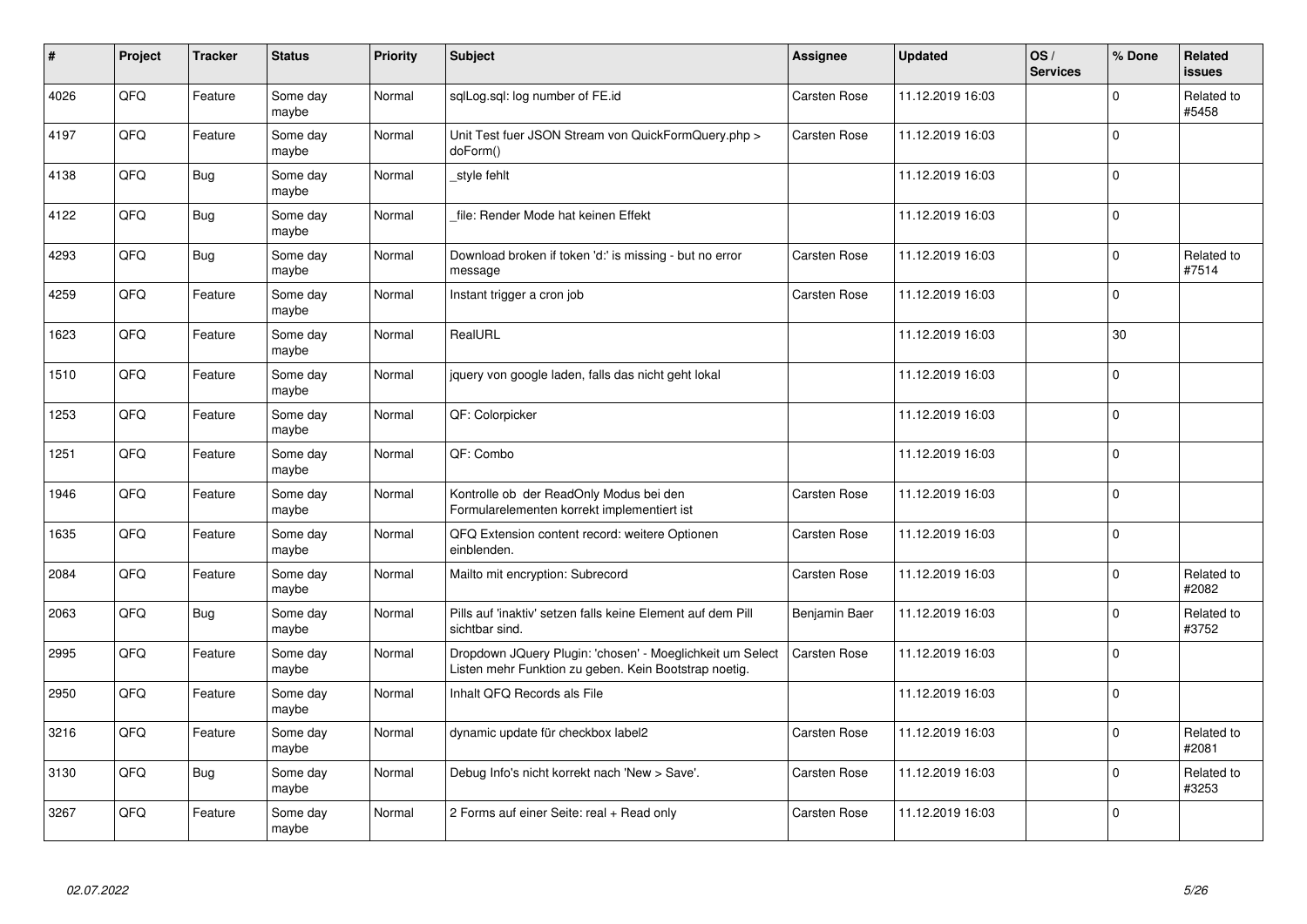| # | Project | Tracker | Status | Priority | Subject | Assignee | Updated | OS / Services | % Done | Related issues |
|---|---|---|---|---|---|---|---|---|---|---|
| 4026 | QFQ | Feature | Some day maybe | Normal | sqlLog.sql: log number of FE.id | Carsten Rose | 11.12.2019 16:03 | | 0 | Related to #5458 |
| 4197 | QFQ | Feature | Some day maybe | Normal | Unit Test fuer JSON Stream von QuickFormQuery.php > doForm() | Carsten Rose | 11.12.2019 16:03 | | 0 | |
| 4138 | QFQ | Bug | Some day maybe | Normal | _style fehlt | | 11.12.2019 16:03 | | 0 | |
| 4122 | QFQ | Bug | Some day maybe | Normal | _file: Render Mode hat keinen Effekt | | 11.12.2019 16:03 | | 0 | |
| 4293 | QFQ | Bug | Some day maybe | Normal | Download broken if token 'd:' is missing - but no error message | Carsten Rose | 11.12.2019 16:03 | | 0 | Related to #7514 |
| 4259 | QFQ | Feature | Some day maybe | Normal | Instant trigger a cron job | Carsten Rose | 11.12.2019 16:03 | | 0 | |
| 1623 | QFQ | Feature | Some day maybe | Normal | RealURL | | 11.12.2019 16:03 | | 30 | |
| 1510 | QFQ | Feature | Some day maybe | Normal | jquery von google laden, falls das nicht geht lokal | | 11.12.2019 16:03 | | 0 | |
| 1253 | QFQ | Feature | Some day maybe | Normal | QF: Colorpicker | | 11.12.2019 16:03 | | 0 | |
| 1251 | QFQ | Feature | Some day maybe | Normal | QF: Combo | | 11.12.2019 16:03 | | 0 | |
| 1946 | QFQ | Feature | Some day maybe | Normal | Kontrolle ob der ReadOnly Modus bei den Formularelementen korrekt implementiert ist | Carsten Rose | 11.12.2019 16:03 | | 0 | |
| 1635 | QFQ | Feature | Some day maybe | Normal | QFQ Extension content record: weitere Optionen einblenden. | Carsten Rose | 11.12.2019 16:03 | | 0 | |
| 2084 | QFQ | Feature | Some day maybe | Normal | Mailto mit encryption: Subrecord | Carsten Rose | 11.12.2019 16:03 | | 0 | Related to #2082 |
| 2063 | QFQ | Bug | Some day maybe | Normal | Pills auf 'inaktiv' setzen falls keine Element auf dem Pill sichtbar sind. | Benjamin Baer | 11.12.2019 16:03 | | 0 | Related to #3752 |
| 2995 | QFQ | Feature | Some day maybe | Normal | Dropdown JQuery Plugin: 'chosen' - Moeglichkeit um Select Listen mehr Funktion zu geben. Kein Bootstrap noetig. | Carsten Rose | 11.12.2019 16:03 | | 0 | |
| 2950 | QFQ | Feature | Some day maybe | Normal | Inhalt QFQ Records als File | | 11.12.2019 16:03 | | 0 | |
| 3216 | QFQ | Feature | Some day maybe | Normal | dynamic update für checkbox label2 | Carsten Rose | 11.12.2019 16:03 | | 0 | Related to #2081 |
| 3130 | QFQ | Bug | Some day maybe | Normal | Debug Info's nicht korrekt nach 'New > Save'. | Carsten Rose | 11.12.2019 16:03 | | 0 | Related to #3253 |
| 3267 | QFQ | Feature | Some day maybe | Normal | 2 Forms auf einer Seite: real + Read only | Carsten Rose | 11.12.2019 16:03 | | 0 | |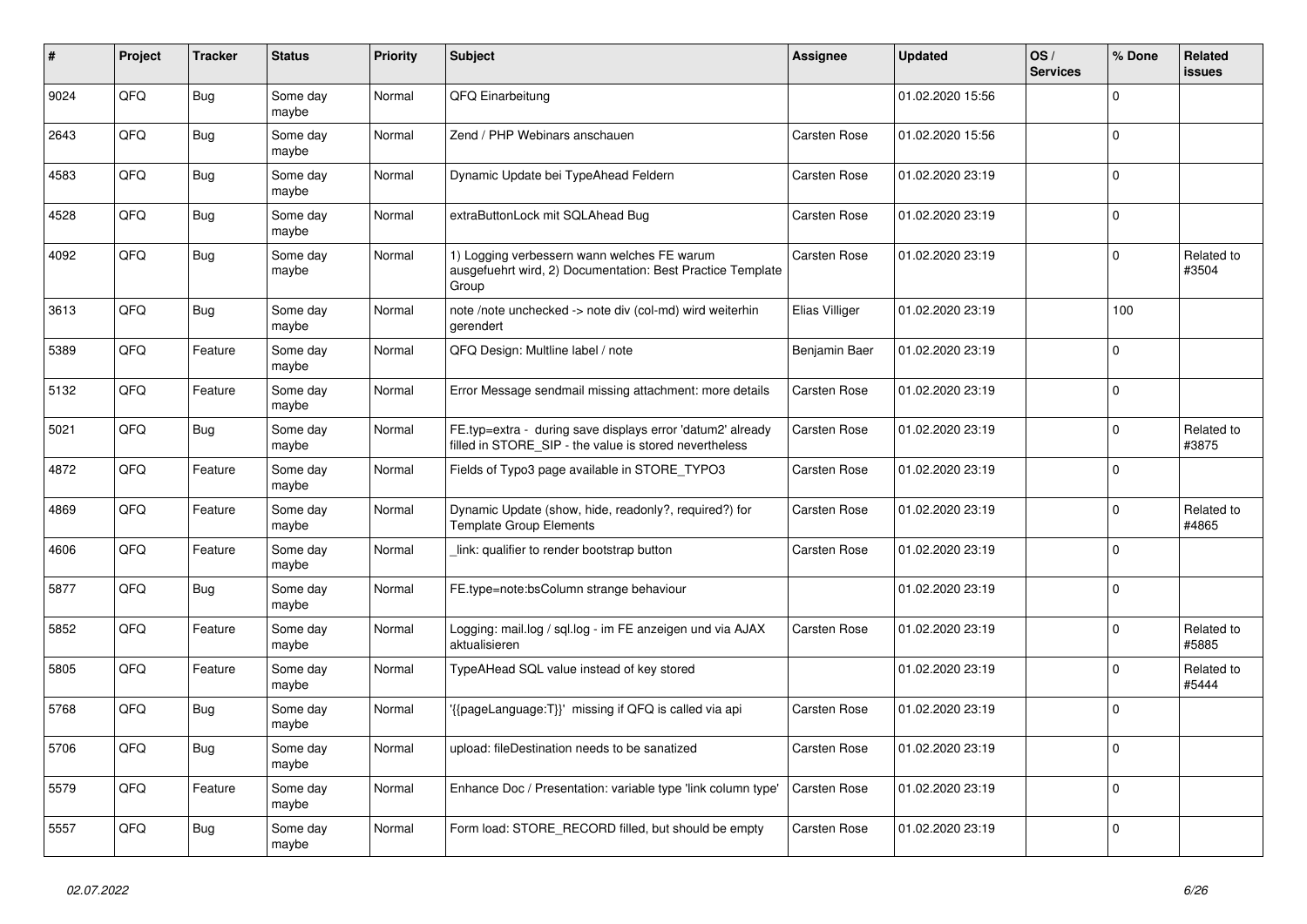| # | Project | Tracker | Status | Priority | Subject | Assignee | Updated | OS / Services | % Done | Related issues |
|---|---|---|---|---|---|---|---|---|---|---|
| 9024 | QFQ | Bug | Some day maybe | Normal | QFQ Einarbeitung | | 01.02.2020 15:56 | | 0 | |
| 2643 | QFQ | Bug | Some day maybe | Normal | Zend / PHP Webinars anschauen | Carsten Rose | 01.02.2020 15:56 | | 0 | |
| 4583 | QFQ | Bug | Some day maybe | Normal | Dynamic Update bei TypeAhead Feldern | Carsten Rose | 01.02.2020 23:19 | | 0 | |
| 4528 | QFQ | Bug | Some day maybe | Normal | extraButtonLock mit SQLAhead Bug | Carsten Rose | 01.02.2020 23:19 | | 0 | |
| 4092 | QFQ | Bug | Some day maybe | Normal | 1) Logging verbessern wann welches FE warum ausgefuehrt wird, 2) Documentation: Best Practice Template Group | Carsten Rose | 01.02.2020 23:19 | | 0 | Related to #3504 |
| 3613 | QFQ | Bug | Some day maybe | Normal | note /note unchecked -> note div (col-md) wird weiterhin gerendert | Elias Villiger | 01.02.2020 23:19 | | 100 | |
| 5389 | QFQ | Feature | Some day maybe | Normal | QFQ Design: Multline label / note | Benjamin Baer | 01.02.2020 23:19 | | 0 | |
| 5132 | QFQ | Feature | Some day maybe | Normal | Error Message sendmail missing attachment: more details | Carsten Rose | 01.02.2020 23:19 | | 0 | |
| 5021 | QFQ | Bug | Some day maybe | Normal | FE.typ=extra - during save displays error 'datum2' already filled in STORE_SIP - the value is stored nevertheless | Carsten Rose | 01.02.2020 23:19 | | 0 | Related to #3875 |
| 4872 | QFQ | Feature | Some day maybe | Normal | Fields of Typo3 page available in STORE_TYPO3 | Carsten Rose | 01.02.2020 23:19 | | 0 | |
| 4869 | QFQ | Feature | Some day maybe | Normal | Dynamic Update (show, hide, readonly?, required?) for Template Group Elements | Carsten Rose | 01.02.2020 23:19 | | 0 | Related to #4865 |
| 4606 | QFQ | Feature | Some day maybe | Normal | _link: qualifier to render bootstrap button | Carsten Rose | 01.02.2020 23:19 | | 0 | |
| 5877 | QFQ | Bug | Some day maybe | Normal | FE.type=note:bsColumn strange behaviour | | 01.02.2020 23:19 | | 0 | |
| 5852 | QFQ | Feature | Some day maybe | Normal | Logging: mail.log / sql.log - im FE anzeigen und via AJAX aktualisieren | Carsten Rose | 01.02.2020 23:19 | | 0 | Related to #5885 |
| 5805 | QFQ | Feature | Some day maybe | Normal | TypeAHead SQL value instead of key stored | | 01.02.2020 23:19 | | 0 | Related to #5444 |
| 5768 | QFQ | Bug | Some day maybe | Normal | '{{pageLanguage:T}}' missing if QFQ is called via api | Carsten Rose | 01.02.2020 23:19 | | 0 | |
| 5706 | QFQ | Bug | Some day maybe | Normal | upload: fileDestination needs to be sanatized | Carsten Rose | 01.02.2020 23:19 | | 0 | |
| 5579 | QFQ | Feature | Some day maybe | Normal | Enhance Doc / Presentation: variable type 'link column type' | Carsten Rose | 01.02.2020 23:19 | | 0 | |
| 5557 | QFQ | Bug | Some day maybe | Normal | Form load: STORE_RECORD filled, but should be empty | Carsten Rose | 01.02.2020 23:19 | | 0 | |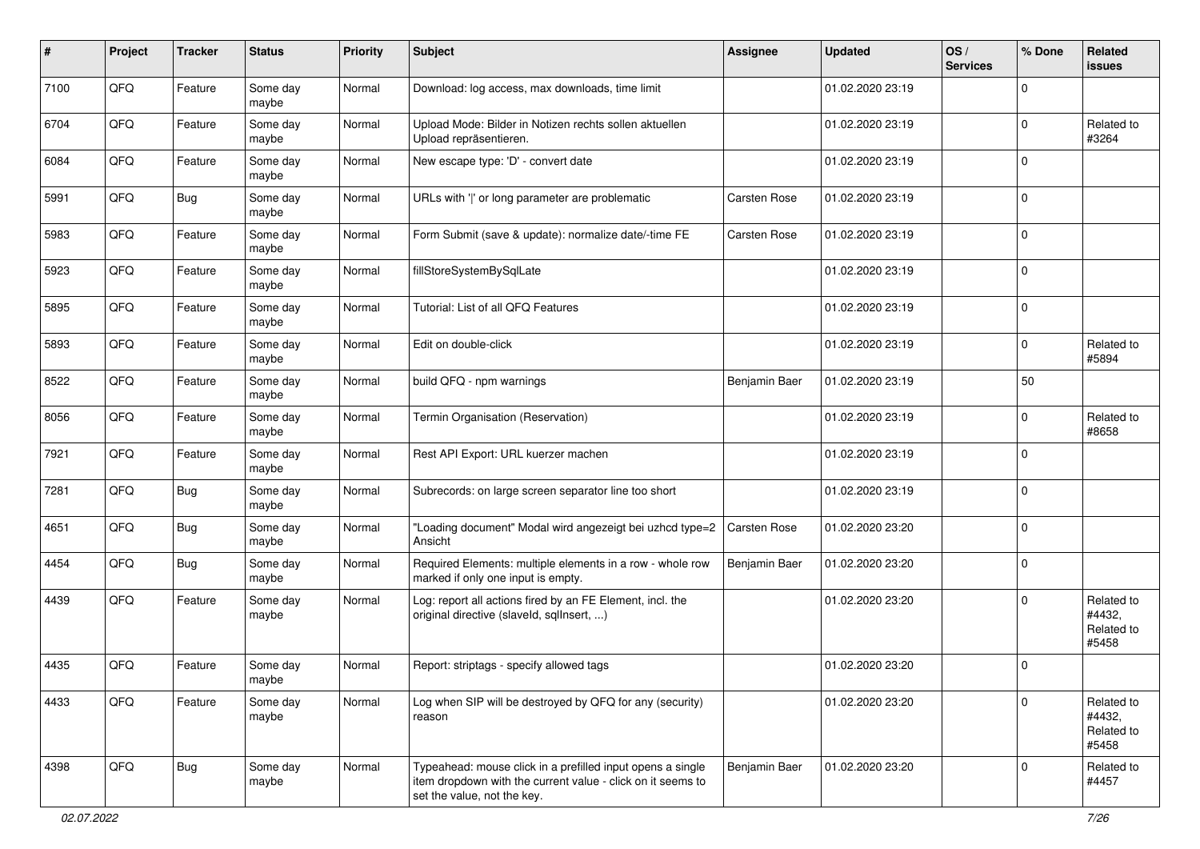| # | Project | Tracker | Status | Priority | Subject | Assignee | Updated | OS / Services | % Done | Related issues |
|---|---|---|---|---|---|---|---|---|---|---|
| 7100 | QFQ | Feature | Some day maybe | Normal | Download: log access, max downloads, time limit | | 01.02.2020 23:19 | | 0 | |
| 6704 | QFQ | Feature | Some day maybe | Normal | Upload Mode: Bilder in Notizen rechts sollen aktuellen Upload repräsentieren. | | 01.02.2020 23:19 | | 0 | Related to #3264 |
| 6084 | QFQ | Feature | Some day maybe | Normal | New escape type: 'D' - convert date | | 01.02.2020 23:19 | | 0 | |
| 5991 | QFQ | Bug | Some day maybe | Normal | URLs with '\|' or long parameter are problematic | Carsten Rose | 01.02.2020 23:19 | | 0 | |
| 5983 | QFQ | Feature | Some day maybe | Normal | Form Submit (save & update): normalize date/-time FE | Carsten Rose | 01.02.2020 23:19 | | 0 | |
| 5923 | QFQ | Feature | Some day maybe | Normal | fillStoreSystemBySqlLate | | 01.02.2020 23:19 | | 0 | |
| 5895 | QFQ | Feature | Some day maybe | Normal | Tutorial: List of all QFQ Features | | 01.02.2020 23:19 | | 0 | |
| 5893 | QFQ | Feature | Some day maybe | Normal | Edit on double-click | | 01.02.2020 23:19 | | 0 | Related to #5894 |
| 8522 | QFQ | Feature | Some day maybe | Normal | build QFQ - npm warnings | Benjamin Baer | 01.02.2020 23:19 | | 50 | |
| 8056 | QFQ | Feature | Some day maybe | Normal | Termin Organisation (Reservation) | | 01.02.2020 23:19 | | 0 | Related to #8658 |
| 7921 | QFQ | Feature | Some day maybe | Normal | Rest API Export: URL kuerzer machen | | 01.02.2020 23:19 | | 0 | |
| 7281 | QFQ | Bug | Some day maybe | Normal | Subrecords: on large screen separator line too short | | 01.02.2020 23:19 | | 0 | |
| 4651 | QFQ | Bug | Some day maybe | Normal | "Loading document" Modal wird angezeigt bei uzhcd type=2 Ansicht | Carsten Rose | 01.02.2020 23:20 | | 0 | |
| 4454 | QFQ | Bug | Some day maybe | Normal | Required Elements: multiple elements in a row - whole row marked if only one input is empty. | Benjamin Baer | 01.02.2020 23:20 | | 0 | |
| 4439 | QFQ | Feature | Some day maybe | Normal | Log: report all actions fired by an FE Element, incl. the original directive (slaveId, sqlInsert, ...) | | 01.02.2020 23:20 | | 0 | Related to #4432, Related to #5458 |
| 4435 | QFQ | Feature | Some day maybe | Normal | Report: striptags - specify allowed tags | | 01.02.2020 23:20 | | 0 | |
| 4433 | QFQ | Feature | Some day maybe | Normal | Log when SIP will be destroyed by QFQ for any (security) reason | | 01.02.2020 23:20 | | 0 | Related to #4432, Related to #5458 |
| 4398 | QFQ | Bug | Some day maybe | Normal | Typeahead: mouse click in a prefilled input opens a single item dropdown with the current value - click on it seems to set the value, not the key. | Benjamin Baer | 01.02.2020 23:20 | | 0 | Related to #4457 |

*02.07.2022*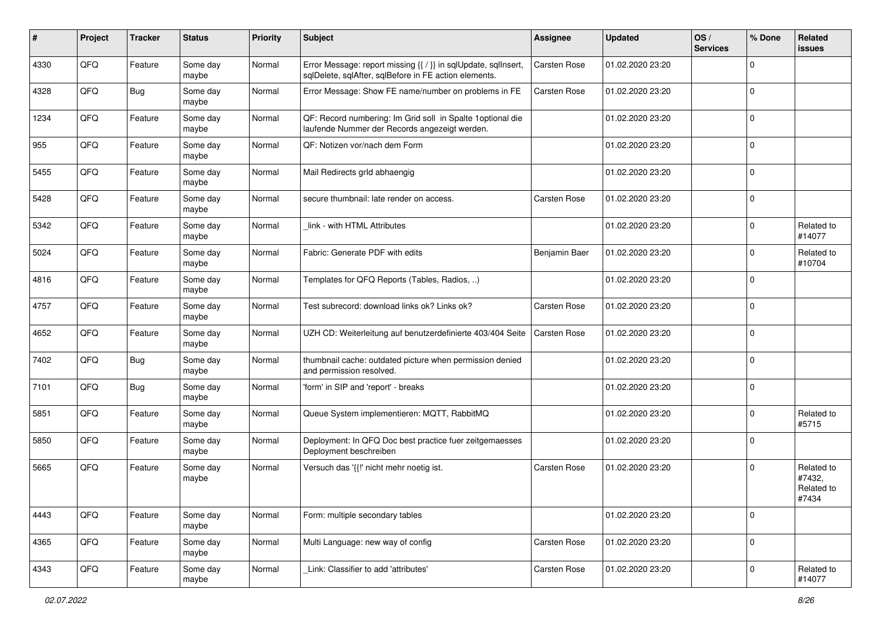| # | Project | Tracker | Status | Priority | Subject | Assignee | Updated | OS / Services | % Done | Related issues |
|---|---|---|---|---|---|---|---|---|---|---|
| 4330 | QFQ | Feature | Some day maybe | Normal | Error Message: report missing {{ / }} in sqlUpdate, sqlInsert, sqlDelete, sqlAfter, sqlBefore in FE action elements. | Carsten Rose | 01.02.2020 23:20 | | 0 | |
| 4328 | QFQ | Bug | Some day maybe | Normal | Error Message: Show FE name/number on problems in FE | Carsten Rose | 01.02.2020 23:20 | | 0 | |
| 1234 | QFQ | Feature | Some day maybe | Normal | QF: Record numbering: Im Grid soll in Spalte 1optional die laufende Nummer der Records angezeigt werden. | | 01.02.2020 23:20 | | 0 | |
| 955 | QFQ | Feature | Some day maybe | Normal | QF: Notizen vor/nach dem Form | | 01.02.2020 23:20 | | 0 | |
| 5455 | QFQ | Feature | Some day maybe | Normal | Mail Redirects grId abhaengig | | 01.02.2020 23:20 | | 0 | |
| 5428 | QFQ | Feature | Some day maybe | Normal | secure thumbnail: late render on access. | Carsten Rose | 01.02.2020 23:20 | | 0 | |
| 5342 | QFQ | Feature | Some day maybe | Normal | _link - with HTML Attributes | | 01.02.2020 23:20 | | 0 | Related to #14077 |
| 5024 | QFQ | Feature | Some day maybe | Normal | Fabric: Generate PDF with edits | Benjamin Baer | 01.02.2020 23:20 | | 0 | Related to #10704 |
| 4816 | QFQ | Feature | Some day maybe | Normal | Templates for QFQ Reports (Tables, Radios, ..) | | 01.02.2020 23:20 | | 0 | |
| 4757 | QFQ | Feature | Some day maybe | Normal | Test subrecord: download links ok? Links ok? | Carsten Rose | 01.02.2020 23:20 | | 0 | |
| 4652 | QFQ | Feature | Some day maybe | Normal | UZH CD: Weiterleitung auf benutzerdefinierte 403/404 Seite | Carsten Rose | 01.02.2020 23:20 | | 0 | |
| 7402 | QFQ | Bug | Some day maybe | Normal | thumbnail cache: outdated picture when permission denied and permission resolved. | | 01.02.2020 23:20 | | 0 | |
| 7101 | QFQ | Bug | Some day maybe | Normal | 'form' in SIP and 'report' - breaks | | 01.02.2020 23:20 | | 0 | |
| 5851 | QFQ | Feature | Some day maybe | Normal | Queue System implementieren: MQTT, RabbitMQ | | 01.02.2020 23:20 | | 0 | Related to #5715 |
| 5850 | QFQ | Feature | Some day maybe | Normal | Deployment: In QFQ Doc best practice fuer zeitgemaesses Deployment beschreiben | | 01.02.2020 23:20 | | 0 | |
| 5665 | QFQ | Feature | Some day maybe | Normal | Versuch das '{{!' nicht mehr noetig ist. | Carsten Rose | 01.02.2020 23:20 | | 0 | Related to #7432, Related to #7434 |
| 4443 | QFQ | Feature | Some day maybe | Normal | Form: multiple secondary tables | | 01.02.2020 23:20 | | 0 | |
| 4365 | QFQ | Feature | Some day maybe | Normal | Multi Language: new way of config | Carsten Rose | 01.02.2020 23:20 | | 0 | |
| 4343 | QFQ | Feature | Some day maybe | Normal | _Link: Classifier to add 'attributes' | Carsten Rose | 01.02.2020 23:20 | | 0 | Related to #14077 |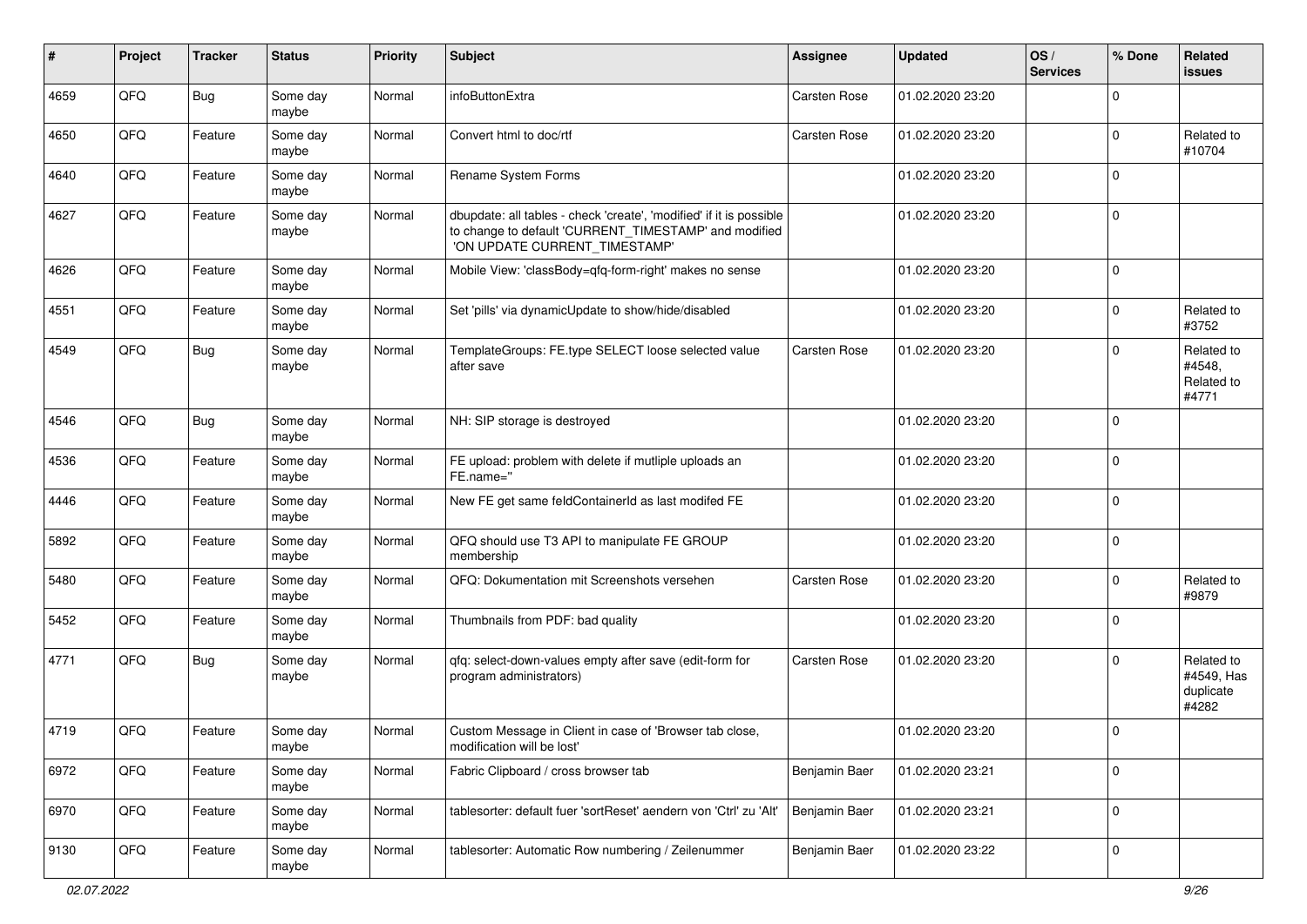| # | Project | Tracker | Status | Priority | Subject | Assignee | Updated | OS / Services | % Done | Related issues |
|---|---|---|---|---|---|---|---|---|---|---|
| 4659 | QFQ | Bug | Some day maybe | Normal | infoButtonExtra | Carsten Rose | 01.02.2020 23:20 | | 0 | |
| 4650 | QFQ | Feature | Some day maybe | Normal | Convert html to doc/rtf | Carsten Rose | 01.02.2020 23:20 | | 0 | Related to #10704 |
| 4640 | QFQ | Feature | Some day maybe | Normal | Rename System Forms | | 01.02.2020 23:20 | | 0 | |
| 4627 | QFQ | Feature | Some day maybe | Normal | dbupdate: all tables - check 'create', 'modified' if it is possible to change to default 'CURRENT_TIMESTAMP' and modified 'ON UPDATE CURRENT_TIMESTAMP' | | 01.02.2020 23:20 | | 0 | |
| 4626 | QFQ | Feature | Some day maybe | Normal | Mobile View: 'classBody=qfq-form-right' makes no sense | | 01.02.2020 23:20 | | 0 | |
| 4551 | QFQ | Feature | Some day maybe | Normal | Set 'pills' via dynamicUpdate to show/hide/disabled | | 01.02.2020 23:20 | | 0 | Related to #3752 |
| 4549 | QFQ | Bug | Some day maybe | Normal | TemplateGroups: FE.type SELECT loose selected value after save | Carsten Rose | 01.02.2020 23:20 | | 0 | Related to #4548, Related to #4771 |
| 4546 | QFQ | Bug | Some day maybe | Normal | NH: SIP storage is destroyed | | 01.02.2020 23:20 | | 0 | |
| 4536 | QFQ | Feature | Some day maybe | Normal | FE upload: problem with delete if mutliple uploads an FE.name=" | | 01.02.2020 23:20 | | 0 | |
| 4446 | QFQ | Feature | Some day maybe | Normal | New FE get same feldContainerId as last modifed FE | | 01.02.2020 23:20 | | 0 | |
| 5892 | QFQ | Feature | Some day maybe | Normal | QFQ should use T3 API to manipulate FE GROUP membership | | 01.02.2020 23:20 | | 0 | |
| 5480 | QFQ | Feature | Some day maybe | Normal | QFQ: Dokumentation mit Screenshots versehen | Carsten Rose | 01.02.2020 23:20 | | 0 | Related to #9879 |
| 5452 | QFQ | Feature | Some day maybe | Normal | Thumbnails from PDF: bad quality | | 01.02.2020 23:20 | | 0 | |
| 4771 | QFQ | Bug | Some day maybe | Normal | qfq: select-down-values empty after save (edit-form for program administrators) | Carsten Rose | 01.02.2020 23:20 | | 0 | Related to #4549, Has duplicate #4282 |
| 4719 | QFQ | Feature | Some day maybe | Normal | Custom Message in Client in case of 'Browser tab close, modification will be lost' | | 01.02.2020 23:20 | | 0 | |
| 6972 | QFQ | Feature | Some day maybe | Normal | Fabric Clipboard / cross browser tab | Benjamin Baer | 01.02.2020 23:21 | | 0 | |
| 6970 | QFQ | Feature | Some day maybe | Normal | tablesorter: default fuer 'sortReset' aendern von 'Ctrl' zu 'Alt' | Benjamin Baer | 01.02.2020 23:21 | | 0 | |
| 9130 | QFQ | Feature | Some day maybe | Normal | tablesorter: Automatic Row numbering / Zeilenummer | Benjamin Baer | 01.02.2020 23:22 | | 0 | |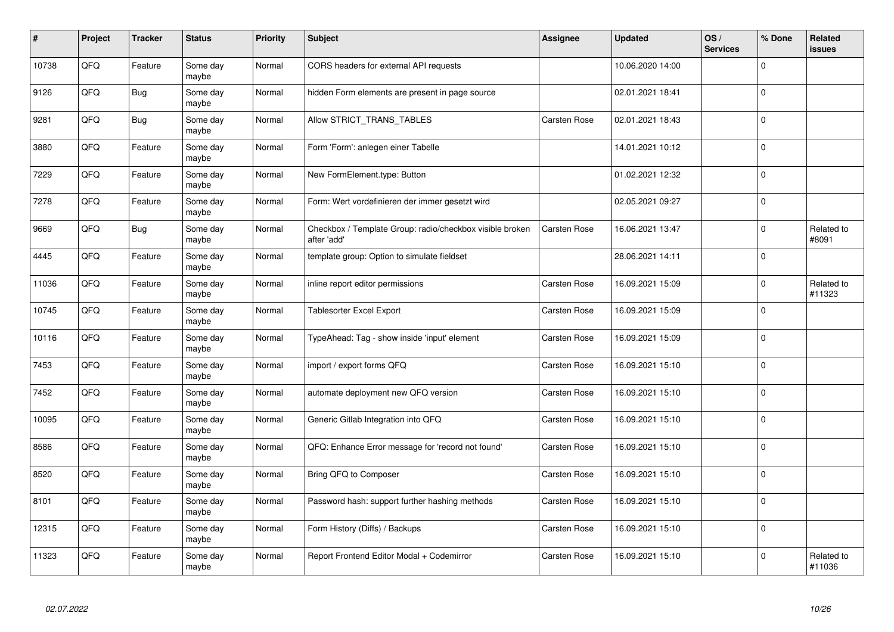| # | Project | Tracker | Status | Priority | Subject | Assignee | Updated | OS / Services | % Done | Related issues |
|---|---|---|---|---|---|---|---|---|---|---|
| 10738 | QFQ | Feature | Some day maybe | Normal | CORS headers for external API requests | | 10.06.2020 14:00 | | 0 | |
| 9126 | QFQ | Bug | Some day maybe | Normal | hidden Form elements are present in page source | | 02.01.2021 18:41 | | 0 | |
| 9281 | QFQ | Bug | Some day maybe | Normal | Allow STRICT_TRANS_TABLES | Carsten Rose | 02.01.2021 18:43 | | 0 | |
| 3880 | QFQ | Feature | Some day maybe | Normal | Form 'Form': anlegen einer Tabelle | | 14.01.2021 10:12 | | 0 | |
| 7229 | QFQ | Feature | Some day maybe | Normal | New FormElement.type: Button | | 01.02.2021 12:32 | | 0 | |
| 7278 | QFQ | Feature | Some day maybe | Normal | Form: Wert vordefinieren der immer gesetzt wird | | 02.05.2021 09:27 | | 0 | |
| 9669 | QFQ | Bug | Some day maybe | Normal | Checkbox / Template Group: radio/checkbox visible broken after 'add' | Carsten Rose | 16.06.2021 13:47 | | 0 | Related to #8091 |
| 4445 | QFQ | Feature | Some day maybe | Normal | template group: Option to simulate fieldset | | 28.06.2021 14:11 | | 0 | |
| 11036 | QFQ | Feature | Some day maybe | Normal | inline report editor permissions | Carsten Rose | 16.09.2021 15:09 | | 0 | Related to #11323 |
| 10745 | QFQ | Feature | Some day maybe | Normal | Tablesorter Excel Export | Carsten Rose | 16.09.2021 15:09 | | 0 | |
| 10116 | QFQ | Feature | Some day maybe | Normal | TypeAhead: Tag - show inside 'input' element | Carsten Rose | 16.09.2021 15:09 | | 0 | |
| 7453 | QFQ | Feature | Some day maybe | Normal | import / export forms QFQ | Carsten Rose | 16.09.2021 15:10 | | 0 | |
| 7452 | QFQ | Feature | Some day maybe | Normal | automate deployment new QFQ version | Carsten Rose | 16.09.2021 15:10 | | 0 | |
| 10095 | QFQ | Feature | Some day maybe | Normal | Generic Gitlab Integration into QFQ | Carsten Rose | 16.09.2021 15:10 | | 0 | |
| 8586 | QFQ | Feature | Some day maybe | Normal | QFQ: Enhance Error message for 'record not found' | Carsten Rose | 16.09.2021 15:10 | | 0 | |
| 8520 | QFQ | Feature | Some day maybe | Normal | Bring QFQ to Composer | Carsten Rose | 16.09.2021 15:10 | | 0 | |
| 8101 | QFQ | Feature | Some day maybe | Normal | Password hash: support further hashing methods | Carsten Rose | 16.09.2021 15:10 | | 0 | |
| 12315 | QFQ | Feature | Some day maybe | Normal | Form History (Diffs) / Backups | Carsten Rose | 16.09.2021 15:10 | | 0 | |
| 11323 | QFQ | Feature | Some day maybe | Normal | Report Frontend Editor Modal + Codemirror | Carsten Rose | 16.09.2021 15:10 | | 0 | Related to #11036 |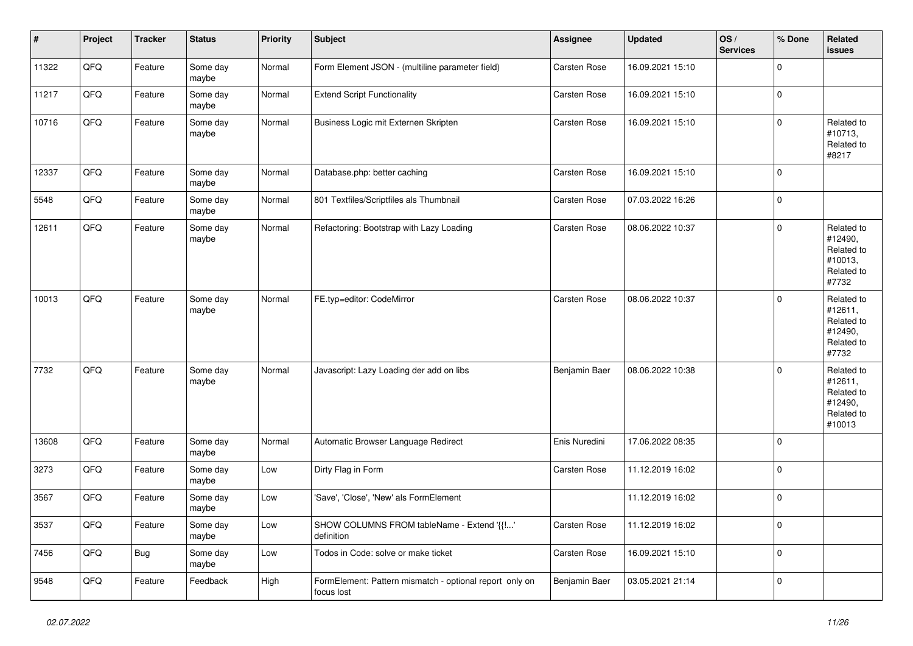| # | Project | Tracker | Status | Priority | Subject | Assignee | Updated | OS / Services | % Done | Related issues |
|---|---|---|---|---|---|---|---|---|---|---|
| 11322 | QFQ | Feature | Some day maybe | Normal | Form Element JSON - (multiline parameter field) | Carsten Rose | 16.09.2021 15:10 | | 0 | |
| 11217 | QFQ | Feature | Some day maybe | Normal | Extend Script Functionality | Carsten Rose | 16.09.2021 15:10 | | 0 | |
| 10716 | QFQ | Feature | Some day maybe | Normal | Business Logic mit Externen Skripten | Carsten Rose | 16.09.2021 15:10 | | 0 | Related to #10713, Related to #8217 |
| 12337 | QFQ | Feature | Some day maybe | Normal | Database.php: better caching | Carsten Rose | 16.09.2021 15:10 | | 0 | |
| 5548 | QFQ | Feature | Some day maybe | Normal | 801 Textfiles/Scriptfiles als Thumbnail | Carsten Rose | 07.03.2022 16:26 | | 0 | |
| 12611 | QFQ | Feature | Some day maybe | Normal | Refactoring: Bootstrap with Lazy Loading | Carsten Rose | 08.06.2022 10:37 | | 0 | Related to #12490, Related to #10013, Related to #7732 |
| 10013 | QFQ | Feature | Some day maybe | Normal | FE.typ=editor: CodeMirror | Carsten Rose | 08.06.2022 10:37 | | 0 | Related to #12611, Related to #12490, Related to #7732 |
| 7732 | QFQ | Feature | Some day maybe | Normal | Javascript: Lazy Loading der add on libs | Benjamin Baer | 08.06.2022 10:38 | | 0 | Related to #12611, Related to #12490, Related to #10013 |
| 13608 | QFQ | Feature | Some day maybe | Normal | Automatic Browser Language Redirect | Enis Nuredini | 17.06.2022 08:35 | | 0 | |
| 3273 | QFQ | Feature | Some day maybe | Low | Dirty Flag in Form | Carsten Rose | 11.12.2019 16:02 | | 0 | |
| 3567 | QFQ | Feature | Some day maybe | Low | 'Save', 'Close', 'New' als FormElement | | 11.12.2019 16:02 | | 0 | |
| 3537 | QFQ | Feature | Some day maybe | Low | SHOW COLUMNS FROM tableName - Extend '{{!...' definition | Carsten Rose | 11.12.2019 16:02 | | 0 | |
| 7456 | QFQ | Bug | Some day maybe | Low | Todos in Code: solve or make ticket | Carsten Rose | 16.09.2021 15:10 | | 0 | |
| 9548 | QFQ | Feature | Feedback | High | FormElement: Pattern mismatch - optional report only on focus lost | Benjamin Baer | 03.05.2021 21:14 | | 0 | |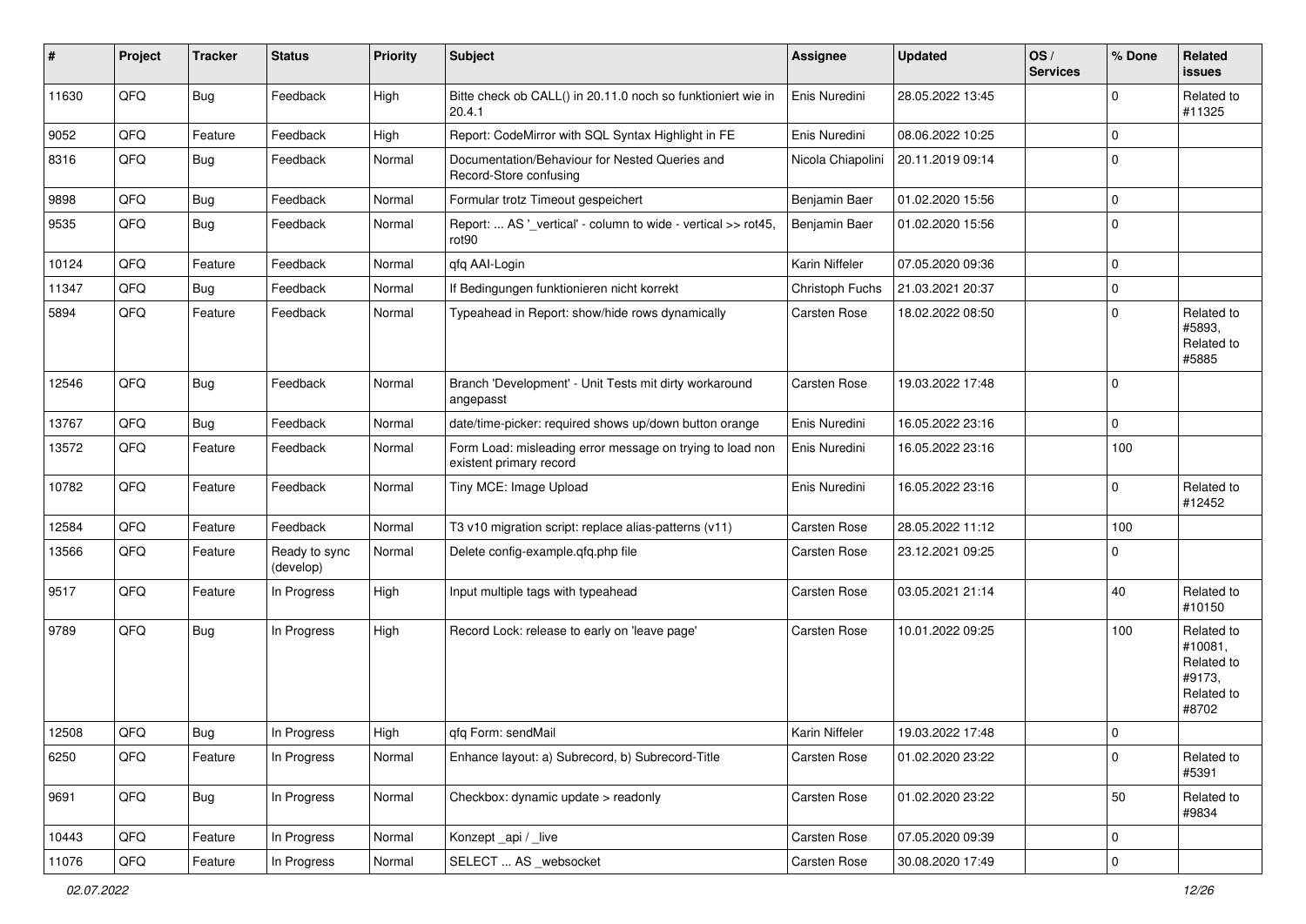| # | Project | Tracker | Status | Priority | Subject | Assignee | Updated | OS / Services | % Done | Related issues |
|---|---|---|---|---|---|---|---|---|---|---|
| 11630 | QFQ | Bug | Feedback | High | Bitte check ob CALL() in 20.11.0 noch so funktioniert wie in 20.4.1 | Enis Nuredini | 28.05.2022 13:45 | | 0 | Related to #11325 |
| 9052 | QFQ | Feature | Feedback | High | Report: CodeMirror with SQL Syntax Highlight in FE | Enis Nuredini | 08.06.2022 10:25 | | 0 | |
| 8316 | QFQ | Bug | Feedback | Normal | Documentation/Behaviour for Nested Queries and Record-Store confusing | Nicola Chiapolini | 20.11.2019 09:14 | | 0 | |
| 9898 | QFQ | Bug | Feedback | Normal | Formular trotz Timeout gespeichert | Benjamin Baer | 01.02.2020 15:56 | | 0 | |
| 9535 | QFQ | Bug | Feedback | Normal | Report: ... AS '_vertical' - column to wide - vertical >> rot45, rot90 | Benjamin Baer | 01.02.2020 15:56 | | 0 | |
| 10124 | QFQ | Feature | Feedback | Normal | qfq AAI-Login | Karin Niffeler | 07.05.2020 09:36 | | 0 | |
| 11347 | QFQ | Bug | Feedback | Normal | If Bedingungen funktionieren nicht korrekt | Christoph Fuchs | 21.03.2021 20:37 | | 0 | |
| 5894 | QFQ | Feature | Feedback | Normal | Typeahead in Report: show/hide rows dynamically | Carsten Rose | 18.02.2022 08:50 | | 0 | Related to #5893, Related to #5885 |
| 12546 | QFQ | Bug | Feedback | Normal | Branch 'Development' - Unit Tests mit dirty workaround angepasst | Carsten Rose | 19.03.2022 17:48 | | 0 | |
| 13767 | QFQ | Bug | Feedback | Normal | date/time-picker: required shows up/down button orange | Enis Nuredini | 16.05.2022 23:16 | | 0 | |
| 13572 | QFQ | Feature | Feedback | Normal | Form Load: misleading error message on trying to load non existent primary record | Enis Nuredini | 16.05.2022 23:16 | | 100 | |
| 10782 | QFQ | Feature | Feedback | Normal | Tiny MCE: Image Upload | Enis Nuredini | 16.05.2022 23:16 | | 0 | Related to #12452 |
| 12584 | QFQ | Feature | Feedback | Normal | T3 v10 migration script: replace alias-patterns (v11) | Carsten Rose | 28.05.2022 11:12 | | 100 | |
| 13566 | QFQ | Feature | Ready to sync (develop) | Normal | Delete config-example.qfq.php file | Carsten Rose | 23.12.2021 09:25 | | 0 | |
| 9517 | QFQ | Feature | In Progress | High | Input multiple tags with typeahead | Carsten Rose | 03.05.2021 21:14 | | 40 | Related to #10150 |
| 9789 | QFQ | Bug | In Progress | High | Record Lock: release to early on 'leave page' | Carsten Rose | 10.01.2022 09:25 | | 100 | Related to #10081, Related to #9173, Related to #8702 |
| 12508 | QFQ | Bug | In Progress | High | qfq Form: sendMail | Karin Niffeler | 19.03.2022 17:48 | | 0 | |
| 6250 | QFQ | Feature | In Progress | Normal | Enhance layout: a) Subrecord, b) Subrecord-Title | Carsten Rose | 01.02.2020 23:22 | | 0 | Related to #5391 |
| 9691 | QFQ | Bug | In Progress | Normal | Checkbox: dynamic update > readonly | Carsten Rose | 01.02.2020 23:22 | | 50 | Related to #9834 |
| 10443 | QFQ | Feature | In Progress | Normal | Konzept _api / _live | Carsten Rose | 07.05.2020 09:39 | | 0 | |
| 11076 | QFQ | Feature | In Progress | Normal | SELECT ... AS _websocket | Carsten Rose | 30.08.2020 17:49 | | 0 | |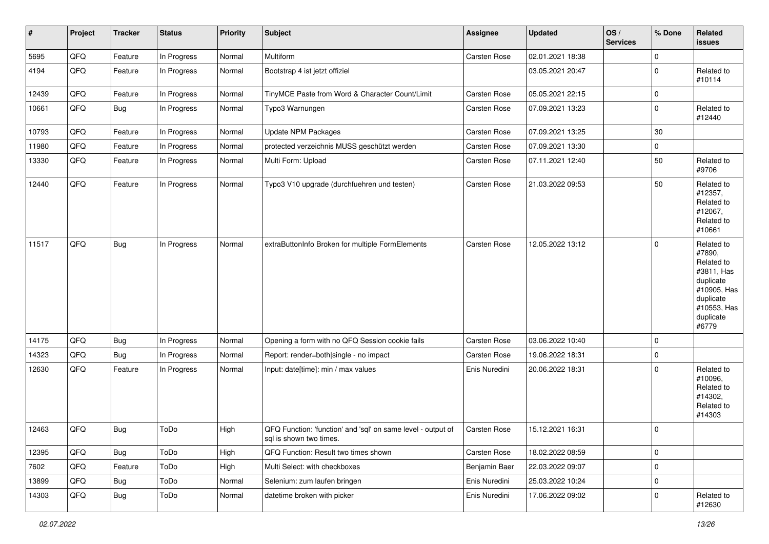| # | Project | Tracker | Status | Priority | Subject | Assignee | Updated | OS / Services | % Done | Related issues |
|---|---|---|---|---|---|---|---|---|---|---|
| 5695 | QFQ | Feature | In Progress | Normal | Multiform | Carsten Rose | 02.01.2021 18:38 | | 0 | |
| 4194 | QFQ | Feature | In Progress | Normal | Bootstrap 4 ist jetzt offiziel | | 03.05.2021 20:47 | | 0 | Related to #10114 |
| 12439 | QFQ | Feature | In Progress | Normal | TinyMCE Paste from Word & Character Count/Limit | Carsten Rose | 05.05.2021 22:15 | | 0 | |
| 10661 | QFQ | Bug | In Progress | Normal | Typo3 Warnungen | Carsten Rose | 07.09.2021 13:23 | | 0 | Related to #12440 |
| 10793 | QFQ | Feature | In Progress | Normal | Update NPM Packages | Carsten Rose | 07.09.2021 13:25 | | 30 | |
| 11980 | QFQ | Feature | In Progress | Normal | protected verzeichnis MUSS geschützt werden | Carsten Rose | 07.09.2021 13:30 | | 0 | |
| 13330 | QFQ | Feature | In Progress | Normal | Multi Form: Upload | Carsten Rose | 07.11.2021 12:40 | | 50 | Related to #9706 |
| 12440 | QFQ | Feature | In Progress | Normal | Typo3 V10 upgrade (durchfuehren und testen) | Carsten Rose | 21.03.2022 09:53 | | 50 | Related to #12357, Related to #12067, Related to #10661 |
| 11517 | QFQ | Bug | In Progress | Normal | extraButtonInfo Broken for multiple FormElements | Carsten Rose | 12.05.2022 13:12 | | 0 | Related to #7890, Related to #3811, Has duplicate #10905, Has duplicate #10553, Has duplicate #6779 |
| 14175 | QFQ | Bug | In Progress | Normal | Opening a form with no QFQ Session cookie fails | Carsten Rose | 03.06.2022 10:40 | | 0 | |
| 14323 | QFQ | Bug | In Progress | Normal | Report: render=both\|single - no impact | Carsten Rose | 19.06.2022 18:31 | | 0 | |
| 12630 | QFQ | Feature | In Progress | Normal | Input: date[time]: min / max values | Enis Nuredini | 20.06.2022 18:31 | | 0 | Related to #10096, Related to #14302, Related to #14303 |
| 12463 | QFQ | Bug | ToDo | High | QFQ Function: 'function' and 'sql' on same level - output of sql is shown two times. | Carsten Rose | 15.12.2021 16:31 | | 0 | |
| 12395 | QFQ | Bug | ToDo | High | QFQ Function: Result two times shown | Carsten Rose | 18.02.2022 08:59 | | 0 | |
| 7602 | QFQ | Feature | ToDo | High | Multi Select: with checkboxes | Benjamin Baer | 22.03.2022 09:07 | | 0 | |
| 13899 | QFQ | Bug | ToDo | Normal | Selenium: zum laufen bringen | Enis Nuredini | 25.03.2022 10:24 | | 0 | |
| 14303 | QFQ | Bug | ToDo | Normal | datetime broken with picker | Enis Nuredini | 17.06.2022 09:02 | | 0 | Related to #12630 |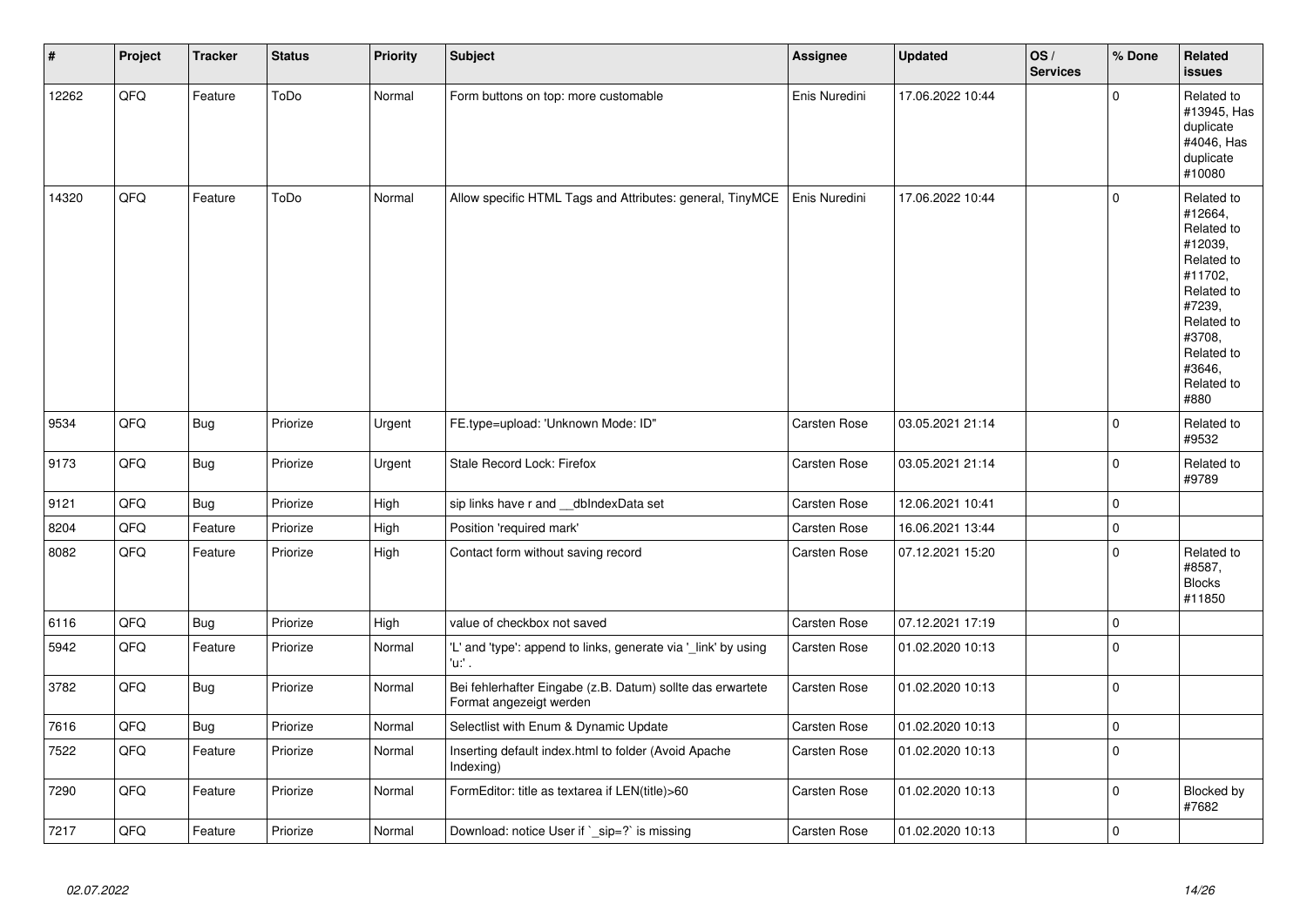| # | Project | Tracker | Status | Priority | Subject | Assignee | Updated | OS / Services | % Done | Related issues |
|---|---|---|---|---|---|---|---|---|---|---|
| 12262 | QFQ | Feature | ToDo | Normal | Form buttons on top: more customable | Enis Nuredini | 17.06.2022 10:44 | | 0 | Related to #13945, Has duplicate #4046, Has duplicate #10080 |
| 14320 | QFQ | Feature | ToDo | Normal | Allow specific HTML Tags and Attributes: general, TinyMCE | Enis Nuredini | 17.06.2022 10:44 | | 0 | Related to #12664, Related to #12039, Related to #11702, Related to #7239, Related to #3708, Related to #3646, Related to #880 |
| 9534 | QFQ | Bug | Priorize | Urgent | FE.type=upload: 'Unknown Mode: ID" | Carsten Rose | 03.05.2021 21:14 | | 0 | Related to #9532 |
| 9173 | QFQ | Bug | Priorize | Urgent | Stale Record Lock: Firefox | Carsten Rose | 03.05.2021 21:14 | | 0 | Related to #9789 |
| 9121 | QFQ | Bug | Priorize | High | sip links have r and __dbIndexData set | Carsten Rose | 12.06.2021 10:41 | | 0 | |
| 8204 | QFQ | Feature | Priorize | High | Position 'required mark' | Carsten Rose | 16.06.2021 13:44 | | 0 | |
| 8082 | QFQ | Feature | Priorize | High | Contact form without saving record | Carsten Rose | 07.12.2021 15:20 | | 0 | Related to #8587, Blocks #11850 |
| 6116 | QFQ | Bug | Priorize | High | value of checkbox not saved | Carsten Rose | 07.12.2021 17:19 | | 0 | |
| 5942 | QFQ | Feature | Priorize | Normal | 'L' and 'type': append to links, generate via '_link' by using 'u:' . | Carsten Rose | 01.02.2020 10:13 | | 0 | |
| 3782 | QFQ | Bug | Priorize | Normal | Bei fehlerhafter Eingabe (z.B. Datum) sollte das erwartete Format angezeigt werden | Carsten Rose | 01.02.2020 10:13 | | 0 | |
| 7616 | QFQ | Bug | Priorize | Normal | Selectlist with Enum & Dynamic Update | Carsten Rose | 01.02.2020 10:13 | | 0 | |
| 7522 | QFQ | Feature | Priorize | Normal | Inserting default index.html to folder (Avoid Apache Indexing) | Carsten Rose | 01.02.2020 10:13 | | 0 | |
| 7290 | QFQ | Feature | Priorize | Normal | FormEditor: title as textarea if LEN(title)>60 | Carsten Rose | 01.02.2020 10:13 | | 0 | Blocked by #7682 |
| 7217 | QFQ | Feature | Priorize | Normal | Download: notice User if `_sip=?` is missing | Carsten Rose | 01.02.2020 10:13 | | 0 | |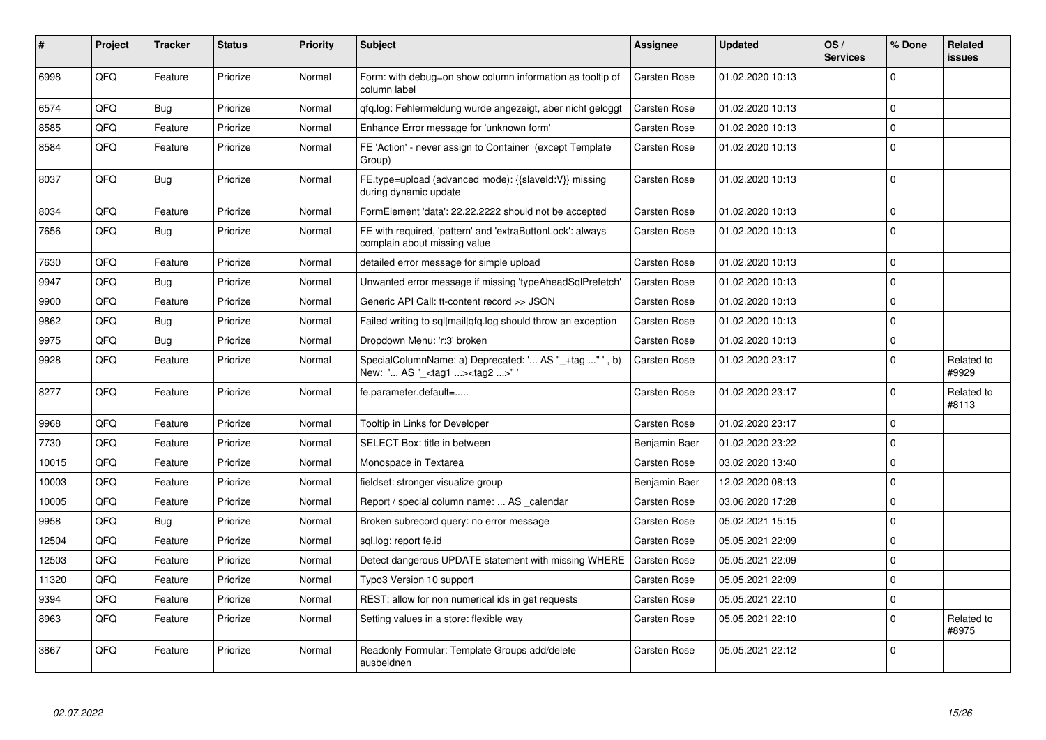| # | Project | Tracker | Status | Priority | Subject | Assignee | Updated | OS / Services | % Done | Related issues |
|---|---|---|---|---|---|---|---|---|---|---|
| 6998 | QFQ | Feature | Priorize | Normal | Form: with debug=on show column information as tooltip of column label | Carsten Rose | 01.02.2020 10:13 | | 0 | |
| 6574 | QFQ | Bug | Priorize | Normal | qfq.log: Fehlermeldung wurde angezeigt, aber nicht geloggt | Carsten Rose | 01.02.2020 10:13 | | 0 | |
| 8585 | QFQ | Feature | Priorize | Normal | Enhance Error message for 'unknown form' | Carsten Rose | 01.02.2020 10:13 | | 0 | |
| 8584 | QFQ | Feature | Priorize | Normal | FE 'Action' - never assign to Container (except Template Group) | Carsten Rose | 01.02.2020 10:13 | | 0 | |
| 8037 | QFQ | Bug | Priorize | Normal | FE.type=upload (advanced mode): {{slaveId:V}} missing during dynamic update | Carsten Rose | 01.02.2020 10:13 | | 0 | |
| 8034 | QFQ | Feature | Priorize | Normal | FormElement 'data': 22.22.2222 should not be accepted | Carsten Rose | 01.02.2020 10:13 | | 0 | |
| 7656 | QFQ | Bug | Priorize | Normal | FE with required, 'pattern' and 'extraButtonLock': always complain about missing value | Carsten Rose | 01.02.2020 10:13 | | 0 | |
| 7630 | QFQ | Feature | Priorize | Normal | detailed error message for simple upload | Carsten Rose | 01.02.2020 10:13 | | 0 | |
| 9947 | QFQ | Bug | Priorize | Normal | Unwanted error message if missing 'typeAheadSqlPrefetch' | Carsten Rose | 01.02.2020 10:13 | | 0 | |
| 9900 | QFQ | Feature | Priorize | Normal | Generic API Call: tt-content record >> JSON | Carsten Rose | 01.02.2020 10:13 | | 0 | |
| 9862 | QFQ | Bug | Priorize | Normal | Failed writing to sql\|mail\|qfq.log should throw an exception | Carsten Rose | 01.02.2020 10:13 | | 0 | |
| 9975 | QFQ | Bug | Priorize | Normal | Dropdown Menu: 'r:3' broken | Carsten Rose | 01.02.2020 10:13 | | 0 | |
| 9928 | QFQ | Feature | Priorize | Normal | SpecialColumnName: a) Deprecated: '... AS "_+tag ..." ', b) New: '... AS "_<tag1 ...><tag2 ...>" ' | Carsten Rose | 01.02.2020 23:17 | | 0 | Related to #9929 |
| 8277 | QFQ | Feature | Priorize | Normal | fe.parameter.default=..... | Carsten Rose | 01.02.2020 23:17 | | 0 | Related to #8113 |
| 9968 | QFQ | Feature | Priorize | Normal | Tooltip in Links for Developer | Carsten Rose | 01.02.2020 23:17 | | 0 | |
| 7730 | QFQ | Feature | Priorize | Normal | SELECT Box: title in between | Benjamin Baer | 01.02.2020 23:22 | | 0 | |
| 10015 | QFQ | Feature | Priorize | Normal | Monospace in Textarea | Carsten Rose | 03.02.2020 13:40 | | 0 | |
| 10003 | QFQ | Feature | Priorize | Normal | fieldset: stronger visualize group | Benjamin Baer | 12.02.2020 08:13 | | 0 | |
| 10005 | QFQ | Feature | Priorize | Normal | Report / special column name: ... AS _calendar | Carsten Rose | 03.06.2020 17:28 | | 0 | |
| 9958 | QFQ | Bug | Priorize | Normal | Broken subrecord query: no error message | Carsten Rose | 05.02.2021 15:15 | | 0 | |
| 12504 | QFQ | Feature | Priorize | Normal | sql.log: report fe.id | Carsten Rose | 05.05.2021 22:09 | | 0 | |
| 12503 | QFQ | Feature | Priorize | Normal | Detect dangerous UPDATE statement with missing WHERE | Carsten Rose | 05.05.2021 22:09 | | 0 | |
| 11320 | QFQ | Feature | Priorize | Normal | Typo3 Version 10 support | Carsten Rose | 05.05.2021 22:09 | | 0 | |
| 9394 | QFQ | Feature | Priorize | Normal | REST: allow for non numerical ids in get requests | Carsten Rose | 05.05.2021 22:10 | | 0 | |
| 8963 | QFQ | Feature | Priorize | Normal | Setting values in a store: flexible way | Carsten Rose | 05.05.2021 22:10 | | 0 | Related to #8975 |
| 3867 | QFQ | Feature | Priorize | Normal | Readonly Formular: Template Groups add/delete ausbeldnen | Carsten Rose | 05.05.2021 22:12 | | 0 | |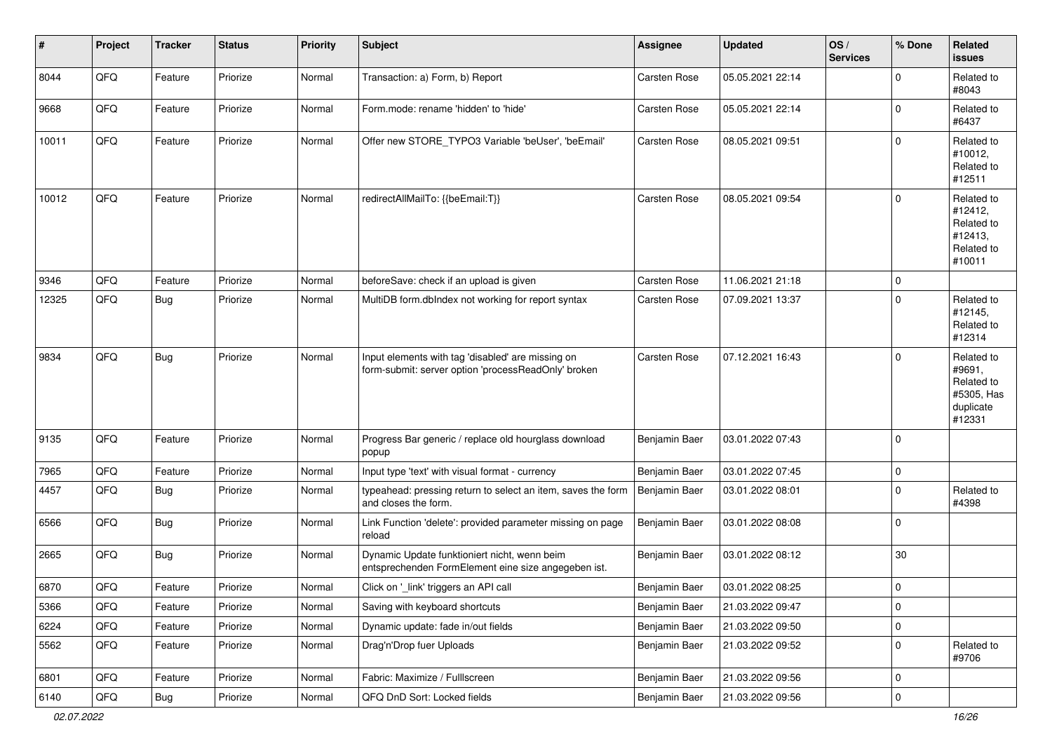| # | Project | Tracker | Status | Priority | Subject | Assignee | Updated | OS / Services | % Done | Related issues |
|---|---|---|---|---|---|---|---|---|---|---|
| 8044 | QFQ | Feature | Priorize | Normal | Transaction: a) Form, b) Report | Carsten Rose | 05.05.2021 22:14 | | 0 | Related to #8043 |
| 9668 | QFQ | Feature | Priorize | Normal | Form.mode: rename 'hidden' to 'hide' | Carsten Rose | 05.05.2021 22:14 | | 0 | Related to #6437 |
| 10011 | QFQ | Feature | Priorize | Normal | Offer new STORE_TYPO3 Variable 'beUser', 'beEmail' | Carsten Rose | 08.05.2021 09:51 | | 0 | Related to #10012, Related to #12511 |
| 10012 | QFQ | Feature | Priorize | Normal | redirectAllMailTo: {{beEmail:T}} | Carsten Rose | 08.05.2021 09:54 | | 0 | Related to #12412, Related to #12413, Related to #10011 |
| 9346 | QFQ | Feature | Priorize | Normal | beforeSave: check if an upload is given | Carsten Rose | 11.06.2021 21:18 | | 0 | |
| 12325 | QFQ | Bug | Priorize | Normal | MultiDB form.dbIndex not working for report syntax | Carsten Rose | 07.09.2021 13:37 | | 0 | Related to #12145, Related to #12314 |
| 9834 | QFQ | Bug | Priorize | Normal | Input elements with tag 'disabled' are missing on form-submit: server option 'processReadOnly' broken | Carsten Rose | 07.12.2021 16:43 | | 0 | Related to #9691, Related to #5305, Has duplicate #12331 |
| 9135 | QFQ | Feature | Priorize | Normal | Progress Bar generic / replace old hourglass download popup | Benjamin Baer | 03.01.2022 07:43 | | 0 | |
| 7965 | QFQ | Feature | Priorize | Normal | Input type 'text' with visual format - currency | Benjamin Baer | 03.01.2022 07:45 | | 0 | |
| 4457 | QFQ | Bug | Priorize | Normal | typeahead: pressing return to select an item, saves the form and closes the form. | Benjamin Baer | 03.01.2022 08:01 | | 0 | Related to #4398 |
| 6566 | QFQ | Bug | Priorize | Normal | Link Function 'delete': provided parameter missing on page reload | Benjamin Baer | 03.01.2022 08:08 | | 0 | |
| 2665 | QFQ | Bug | Priorize | Normal | Dynamic Update funktioniert nicht, wenn beim entsprechenden FormElement eine size angegeben ist. | Benjamin Baer | 03.01.2022 08:12 | | 30 | |
| 6870 | QFQ | Feature | Priorize | Normal | Click on '_link' triggers an API call | Benjamin Baer | 03.01.2022 08:25 | | 0 | |
| 5366 | QFQ | Feature | Priorize | Normal | Saving with keyboard shortcuts | Benjamin Baer | 21.03.2022 09:47 | | 0 | |
| 6224 | QFQ | Feature | Priorize | Normal | Dynamic update: fade in/out fields | Benjamin Baer | 21.03.2022 09:50 | | 0 | |
| 5562 | QFQ | Feature | Priorize | Normal | Drag'n'Drop fuer Uploads | Benjamin Baer | 21.03.2022 09:52 | | 0 | Related to #9706 |
| 6801 | QFQ | Feature | Priorize | Normal | Fabric: Maximize / Fulllscreen | Benjamin Baer | 21.03.2022 09:56 | | 0 | |
| 6140 | QFQ | Bug | Priorize | Normal | QFQ DnD Sort: Locked fields | Benjamin Baer | 21.03.2022 09:56 | | 0 | |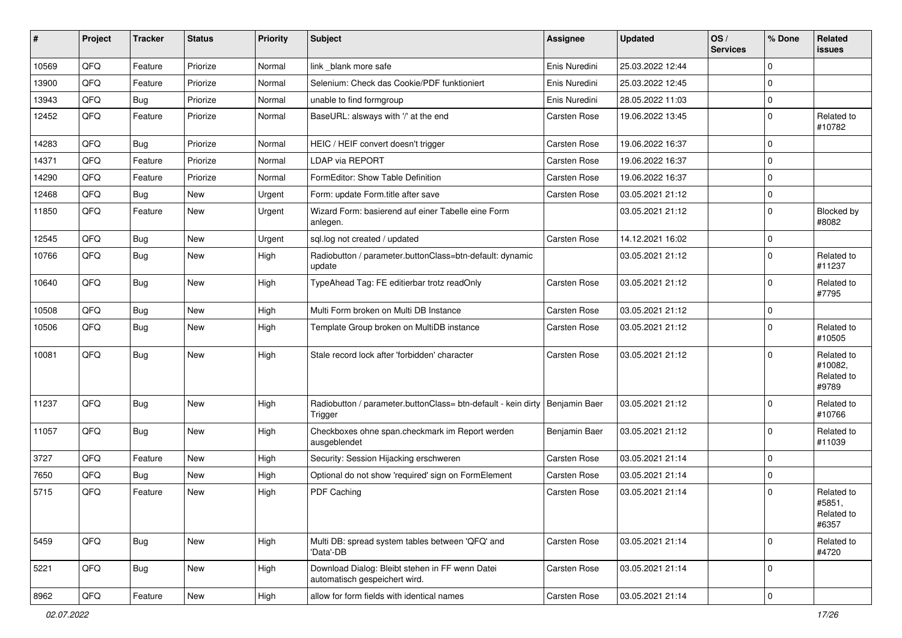| # | Project | Tracker | Status | Priority | Subject | Assignee | Updated | OS / Services | % Done | Related issues |
|---|---|---|---|---|---|---|---|---|---|---|
| 10569 | QFQ | Feature | Priorize | Normal | link _blank more safe | Enis Nuredini | 25.03.2022 12:44 | | 0 | |
| 13900 | QFQ | Feature | Priorize | Normal | Selenium: Check das Cookie/PDF funktioniert | Enis Nuredini | 25.03.2022 12:45 | | 0 | |
| 13943 | QFQ | Bug | Priorize | Normal | unable to find formgroup | Enis Nuredini | 28.05.2022 11:03 | | 0 | |
| 12452 | QFQ | Feature | Priorize | Normal | BaseURL: alsways with '/' at the end | Carsten Rose | 19.06.2022 13:45 | | 0 | Related to #10782 |
| 14283 | QFQ | Bug | Priorize | Normal | HEIC / HEIF convert doesn't trigger | Carsten Rose | 19.06.2022 16:37 | | 0 | |
| 14371 | QFQ | Feature | Priorize | Normal | LDAP via REPORT | Carsten Rose | 19.06.2022 16:37 | | 0 | |
| 14290 | QFQ | Feature | Priorize | Normal | FormEditor: Show Table Definition | Carsten Rose | 19.06.2022 16:37 | | 0 | |
| 12468 | QFQ | Bug | New | Urgent | Form: update Form.title after save | Carsten Rose | 03.05.2021 21:12 | | 0 | |
| 11850 | QFQ | Feature | New | Urgent | Wizard Form: basierend auf einer Tabelle eine Form anlegen. | | 03.05.2021 21:12 | | 0 | Blocked by #8082 |
| 12545 | QFQ | Bug | New | Urgent | sql.log not created / updated | Carsten Rose | 14.12.2021 16:02 | | 0 | |
| 10766 | QFQ | Bug | New | High | Radiobutton / parameter.buttonClass=btn-default: dynamic update | | 03.05.2021 21:12 | | 0 | Related to #11237 |
| 10640 | QFQ | Bug | New | High | TypeAhead Tag: FE editierbar trotz readOnly | Carsten Rose | 03.05.2021 21:12 | | 0 | Related to #7795 |
| 10508 | QFQ | Bug | New | High | Multi Form broken on Multi DB Instance | Carsten Rose | 03.05.2021 21:12 | | 0 | |
| 10506 | QFQ | Bug | New | High | Template Group broken on MultiDB instance | Carsten Rose | 03.05.2021 21:12 | | 0 | Related to #10505 |
| 10081 | QFQ | Bug | New | High | Stale record lock after 'forbidden' character | Carsten Rose | 03.05.2021 21:12 | | 0 | Related to #10082, Related to #9789 |
| 11237 | QFQ | Bug | New | High | Radiobutton / parameter.buttonClass= btn-default - kein dirty Trigger | Benjamin Baer | 03.05.2021 21:12 | | 0 | Related to #10766 |
| 11057 | QFQ | Bug | New | High | Checkboxes ohne span.checkmark im Report werden ausgeblendet | Benjamin Baer | 03.05.2021 21:12 | | 0 | Related to #11039 |
| 3727 | QFQ | Feature | New | High | Security: Session Hijacking erschweren | Carsten Rose | 03.05.2021 21:14 | | 0 | |
| 7650 | QFQ | Bug | New | High | Optional do not show 'required' sign on FormElement | Carsten Rose | 03.05.2021 21:14 | | 0 | |
| 5715 | QFQ | Feature | New | High | PDF Caching | Carsten Rose | 03.05.2021 21:14 | | 0 | Related to #5851, Related to #6357 |
| 5459 | QFQ | Bug | New | High | Multi DB: spread system tables between 'QFQ' and 'Data'-DB | Carsten Rose | 03.05.2021 21:14 | | 0 | Related to #4720 |
| 5221 | QFQ | Bug | New | High | Download Dialog: Bleibt stehen in FF wenn Datei automatisch gespeichert wird. | Carsten Rose | 03.05.2021 21:14 | | 0 | |
| 8962 | QFQ | Feature | New | High | allow for form fields with identical names | Carsten Rose | 03.05.2021 21:14 | | 0 | |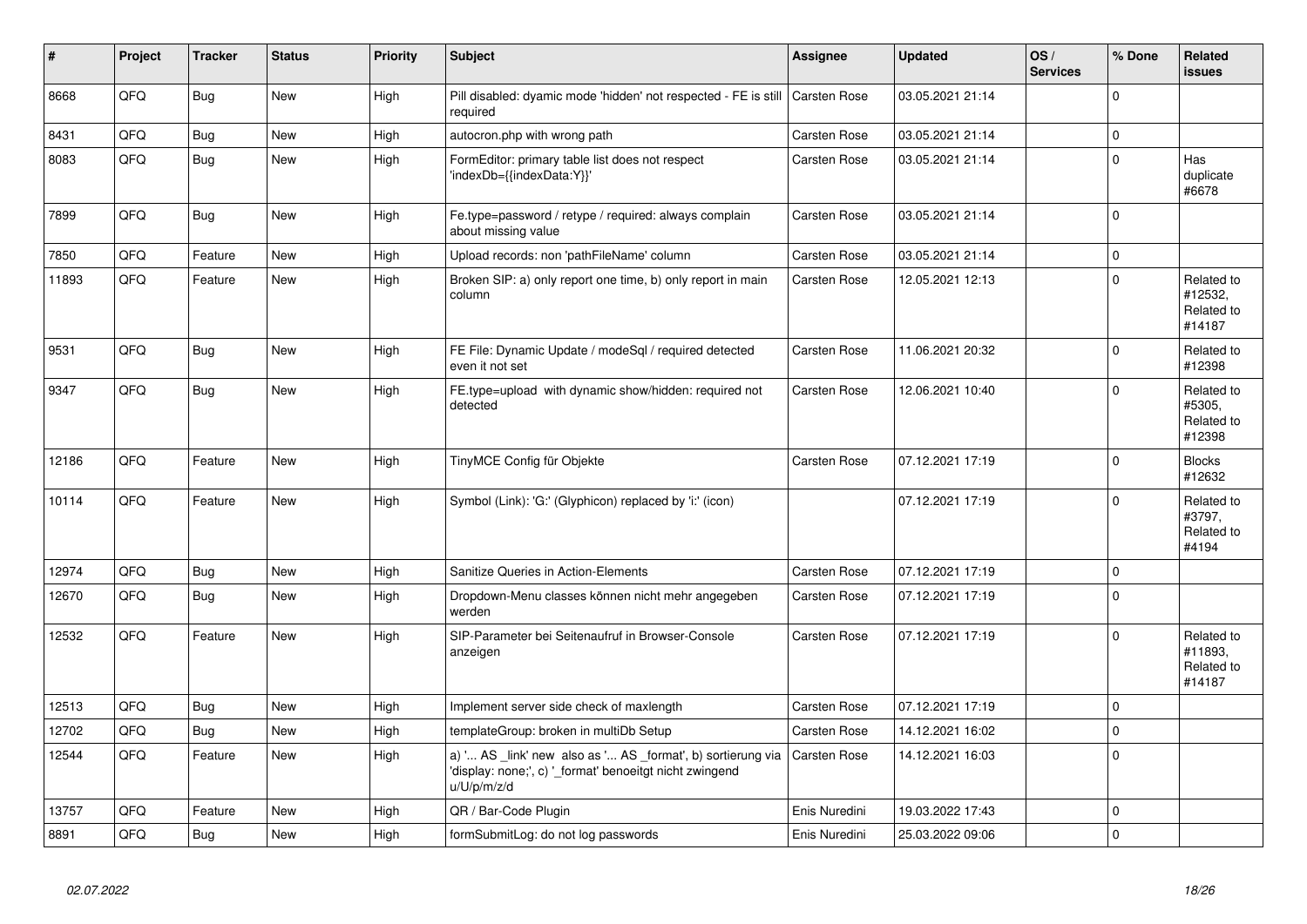| # | Project | Tracker | Status | Priority | Subject | Assignee | Updated | OS / Services | % Done | Related issues |
|---|---|---|---|---|---|---|---|---|---|---|
| 8668 | QFQ | Bug | New | High | Pill disabled: dyamic mode 'hidden' not respected - FE is still required | Carsten Rose | 03.05.2021 21:14 | | 0 | |
| 8431 | QFQ | Bug | New | High | autocron.php with wrong path | Carsten Rose | 03.05.2021 21:14 | | 0 | |
| 8083 | QFQ | Bug | New | High | FormEditor: primary table list does not respect 'indexDb={{indexData:Y}}' | Carsten Rose | 03.05.2021 21:14 | | 0 | Has duplicate #6678 |
| 7899 | QFQ | Bug | New | High | Fe.type=password / retype / required: always complain about missing value | Carsten Rose | 03.05.2021 21:14 | | 0 | |
| 7850 | QFQ | Feature | New | High | Upload records: non 'pathFileName' column | Carsten Rose | 03.05.2021 21:14 | | 0 | |
| 11893 | QFQ | Feature | New | High | Broken SIP: a) only report one time, b) only report in main column | Carsten Rose | 12.05.2021 12:13 | | 0 | Related to #12532, Related to #14187 |
| 9531 | QFQ | Bug | New | High | FE File: Dynamic Update / modeSql / required detected even it not set | Carsten Rose | 11.06.2021 20:32 | | 0 | Related to #12398 |
| 9347 | QFQ | Bug | New | High | FE.type=upload with dynamic show/hidden: required not detected | Carsten Rose | 12.06.2021 10:40 | | 0 | Related to #5305, Related to #12398 |
| 12186 | QFQ | Feature | New | High | TinyMCE Config für Objekte | Carsten Rose | 07.12.2021 17:19 | | 0 | Blocks #12632 |
| 10114 | QFQ | Feature | New | High | Symbol (Link): 'G:' (Glyphicon) replaced by 'i:' (icon) | | 07.12.2021 17:19 | | 0 | Related to #3797, Related to #4194 |
| 12974 | QFQ | Bug | New | High | Sanitize Queries in Action-Elements | Carsten Rose | 07.12.2021 17:19 | | 0 | |
| 12670 | QFQ | Bug | New | High | Dropdown-Menu classes können nicht mehr angegeben werden | Carsten Rose | 07.12.2021 17:19 | | 0 | |
| 12532 | QFQ | Feature | New | High | SIP-Parameter bei Seitenaufruf in Browser-Console anzeigen | Carsten Rose | 07.12.2021 17:19 | | 0 | Related to #11893, Related to #14187 |
| 12513 | QFQ | Bug | New | High | Implement server side check of maxlength | Carsten Rose | 07.12.2021 17:19 | | 0 | |
| 12702 | QFQ | Bug | New | High | templateGroup: broken in multiDb Setup | Carsten Rose | 14.12.2021 16:02 | | 0 | |
| 12544 | QFQ | Feature | New | High | a) '... AS _link' new also as '... AS _format', b) sortierung via 'display: none;', c) '_format' benoeitgt nicht zwingend u/U/p/m/z/d | Carsten Rose | 14.12.2021 16:03 | | 0 | |
| 13757 | QFQ | Feature | New | High | QR / Bar-Code Plugin | Enis Nuredini | 19.03.2022 17:43 | | 0 | |
| 8891 | QFQ | Bug | New | High | formSubmitLog: do not log passwords | Enis Nuredini | 25.03.2022 09:06 | | 0 | |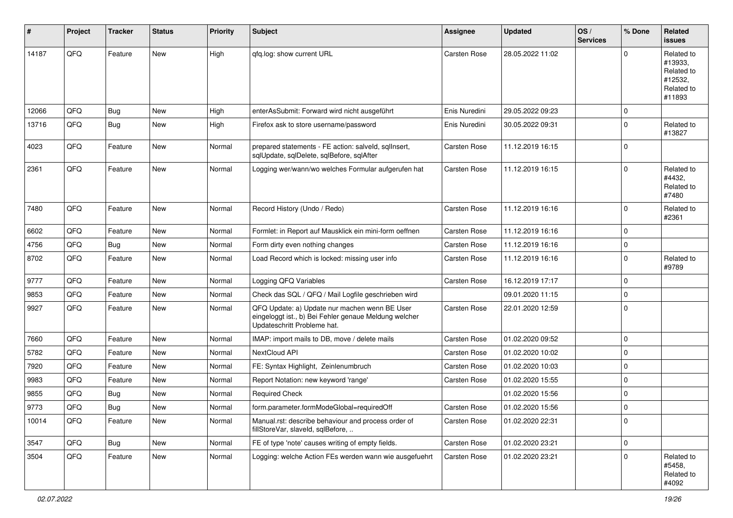| # | Project | Tracker | Status | Priority | Subject | Assignee | Updated | OS / Services | % Done | Related issues |
|---|---|---|---|---|---|---|---|---|---|---|
| 14187 | QFQ | Feature | New | High | qfq.log: show current URL | Carsten Rose | 28.05.2022 11:02 | | 0 | Related to #13933, Related to #12532, Related to #11893 |
| 12066 | QFQ | Bug | New | High | enterAsSubmit: Forward wird nicht ausgeführt | Enis Nuredini | 29.05.2022 09:23 | | 0 | |
| 13716 | QFQ | Bug | New | High | Firefox ask to store username/password | Enis Nuredini | 30.05.2022 09:31 | | 0 | Related to #13827 |
| 4023 | QFQ | Feature | New | Normal | prepared statements - FE action: salveId, sqlInsert, sqlUpdate, sqlDelete, sqlBefore, sqlAfter | Carsten Rose | 11.12.2019 16:15 | | 0 | |
| 2361 | QFQ | Feature | New | Normal | Logging wer/wann/wo welches Formular aufgerufen hat | Carsten Rose | 11.12.2019 16:15 | | 0 | Related to #4432, Related to #7480 |
| 7480 | QFQ | Feature | New | Normal | Record History (Undo / Redo) | Carsten Rose | 11.12.2019 16:16 | | 0 | Related to #2361 |
| 6602 | QFQ | Feature | New | Normal | Formlet: in Report auf Mausklick ein mini-form oeffnen | Carsten Rose | 11.12.2019 16:16 | | 0 | |
| 4756 | QFQ | Bug | New | Normal | Form dirty even nothing changes | Carsten Rose | 11.12.2019 16:16 | | 0 | |
| 8702 | QFQ | Feature | New | Normal | Load Record which is locked: missing user info | Carsten Rose | 11.12.2019 16:16 | | 0 | Related to #9789 |
| 9777 | QFQ | Feature | New | Normal | Logging QFQ Variables | Carsten Rose | 16.12.2019 17:17 | | 0 | |
| 9853 | QFQ | Feature | New | Normal | Check das SQL / QFQ / Mail Logfile geschrieben wird | | 09.01.2020 11:15 | | 0 | |
| 9927 | QFQ | Feature | New | Normal | QFQ Update: a) Update nur machen wenn BE User eingeloggt ist., b) Bei Fehler genaue Meldung welcher Updateschritt Probleme hat. | Carsten Rose | 22.01.2020 12:59 | | 0 | |
| 7660 | QFQ | Feature | New | Normal | IMAP: import mails to DB, move / delete mails | Carsten Rose | 01.02.2020 09:52 | | 0 | |
| 5782 | QFQ | Feature | New | Normal | NextCloud API | Carsten Rose | 01.02.2020 10:02 | | 0 | |
| 7920 | QFQ | Feature | New | Normal | FE: Syntax Highlight, Zeinlenumbruch | Carsten Rose | 01.02.2020 10:03 | | 0 | |
| 9983 | QFQ | Feature | New | Normal | Report Notation: new keyword 'range' | Carsten Rose | 01.02.2020 15:55 | | 0 | |
| 9855 | QFQ | Bug | New | Normal | Required Check | | 01.02.2020 15:56 | | 0 | |
| 9773 | QFQ | Bug | New | Normal | form.parameter.formModeGlobal=requiredOff | Carsten Rose | 01.02.2020 15:56 | | 0 | |
| 10014 | QFQ | Feature | New | Normal | Manual.rst: describe behaviour and process order of fillStoreVar, slaveId, sqlBefore, .. | Carsten Rose | 01.02.2020 22:31 | | 0 | |
| 3547 | QFQ | Bug | New | Normal | FE of type 'note' causes writing of empty fields. | Carsten Rose | 01.02.2020 23:21 | | 0 | |
| 3504 | QFQ | Feature | New | Normal | Logging: welche Action FEs werden wann wie ausgefuehrt | Carsten Rose | 01.02.2020 23:21 | | 0 | Related to #5458, Related to #4092 |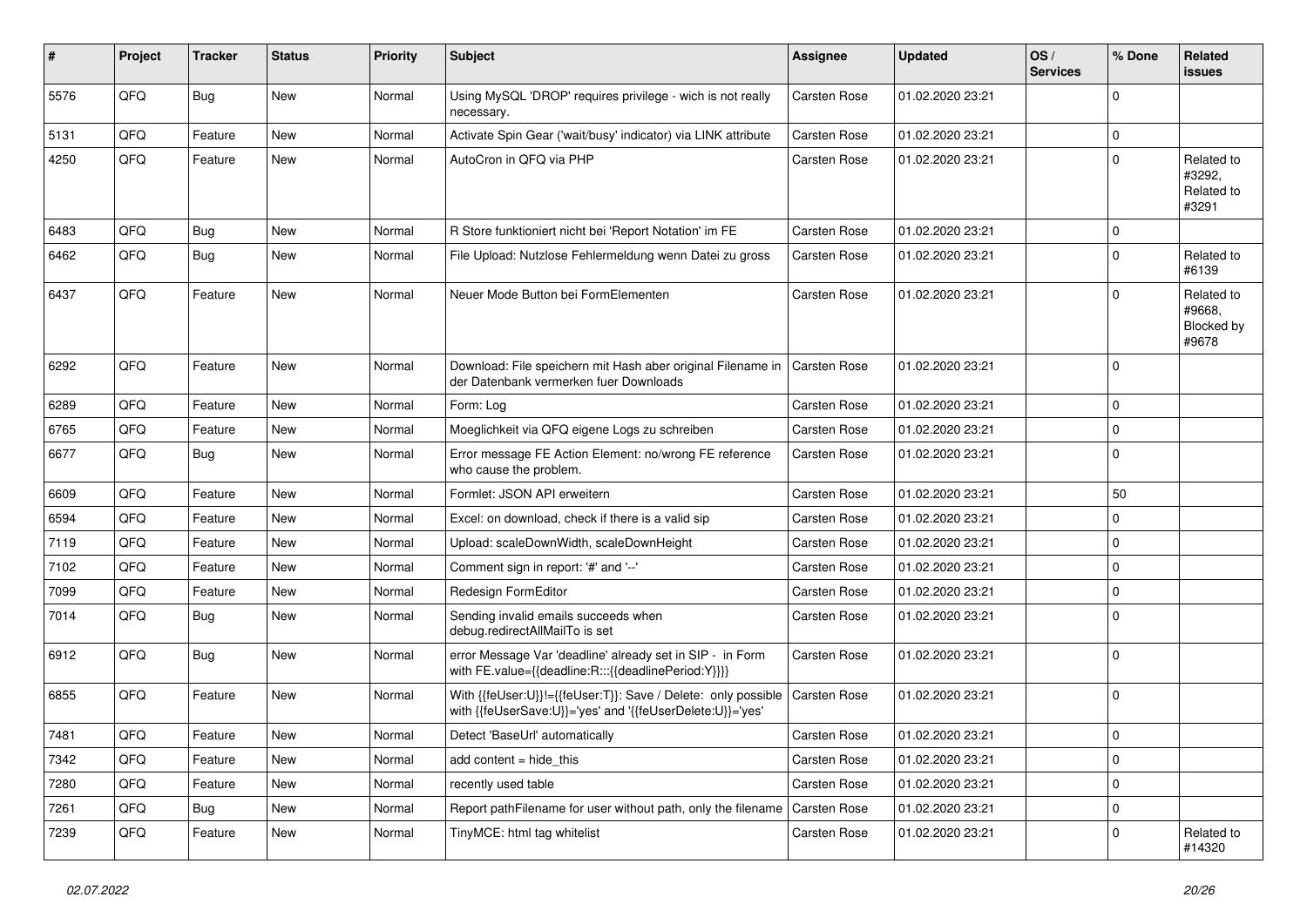| # | Project | Tracker | Status | Priority | Subject | Assignee | Updated | OS / Services | % Done | Related issues |
|---|---|---|---|---|---|---|---|---|---|---|
| 5576 | QFQ | Bug | New | Normal | Using MySQL 'DROP' requires privilege - wich is not really necessary. | Carsten Rose | 01.02.2020 23:21 | | 0 | |
| 5131 | QFQ | Feature | New | Normal | Activate Spin Gear ('wait/busy' indicator) via LINK attribute | Carsten Rose | 01.02.2020 23:21 | | 0 | |
| 4250 | QFQ | Feature | New | Normal | AutoCron in QFQ via PHP | Carsten Rose | 01.02.2020 23:21 | | 0 | Related to #3292, Related to #3291 |
| 6483 | QFQ | Bug | New | Normal | R Store funktioniert nicht bei 'Report Notation' im FE | Carsten Rose | 01.02.2020 23:21 | | 0 | |
| 6462 | QFQ | Bug | New | Normal | File Upload: Nutzlose Fehlermeldung wenn Datei zu gross | Carsten Rose | 01.02.2020 23:21 | | 0 | Related to #6139 |
| 6437 | QFQ | Feature | New | Normal | Neuer Mode Button bei FormElementen | Carsten Rose | 01.02.2020 23:21 | | 0 | Related to #9668, Blocked by #9678 |
| 6292 | QFQ | Feature | New | Normal | Download: File speichern mit Hash aber original Filename in der Datenbank vermerken fuer Downloads | Carsten Rose | 01.02.2020 23:21 | | 0 | |
| 6289 | QFQ | Feature | New | Normal | Form: Log | Carsten Rose | 01.02.2020 23:21 | | 0 | |
| 6765 | QFQ | Feature | New | Normal | Moeglichkeit via QFQ eigene Logs zu schreiben | Carsten Rose | 01.02.2020 23:21 | | 0 | |
| 6677 | QFQ | Bug | New | Normal | Error message FE Action Element: no/wrong FE reference who cause the problem. | Carsten Rose | 01.02.2020 23:21 | | 0 | |
| 6609 | QFQ | Feature | New | Normal | Formlet: JSON API erweitern | Carsten Rose | 01.02.2020 23:21 | | 50 | |
| 6594 | QFQ | Feature | New | Normal | Excel: on download, check if there is a valid sip | Carsten Rose | 01.02.2020 23:21 | | 0 | |
| 7119 | QFQ | Feature | New | Normal | Upload: scaleDownWidth, scaleDownHeight | Carsten Rose | 01.02.2020 23:21 | | 0 | |
| 7102 | QFQ | Feature | New | Normal | Comment sign in report: '#' and '--' | Carsten Rose | 01.02.2020 23:21 | | 0 | |
| 7099 | QFQ | Feature | New | Normal | Redesign FormEditor | Carsten Rose | 01.02.2020 23:21 | | 0 | |
| 7014 | QFQ | Bug | New | Normal | Sending invalid emails succeeds when debug.redirectAllMailTo is set | Carsten Rose | 01.02.2020 23:21 | | 0 | |
| 6912 | QFQ | Bug | New | Normal | error Message Var 'deadline' already set in SIP - in Form with FE.value={{deadline:R:::{{deadlinePeriod:Y}}}} | Carsten Rose | 01.02.2020 23:21 | | 0 | |
| 6855 | QFQ | Feature | New | Normal | With {{feUser:U}}!={{feUser:T}}: Save / Delete: only possible with {{feUserSave:U}}='yes' and '{{feUserDelete:U}}='yes' | Carsten Rose | 01.02.2020 23:21 | | 0 | |
| 7481 | QFQ | Feature | New | Normal | Detect 'BaseUrl' automatically | Carsten Rose | 01.02.2020 23:21 | | 0 | |
| 7342 | QFQ | Feature | New | Normal | add content = hide_this | Carsten Rose | 01.02.2020 23:21 | | 0 | |
| 7280 | QFQ | Feature | New | Normal | recently used table | Carsten Rose | 01.02.2020 23:21 | | 0 | |
| 7261 | QFQ | Bug | New | Normal | Report pathFilename for user without path, only the filename | Carsten Rose | 01.02.2020 23:21 | | 0 | |
| 7239 | QFQ | Feature | New | Normal | TinyMCE: html tag whitelist | Carsten Rose | 01.02.2020 23:21 | | 0 | Related to #14320 |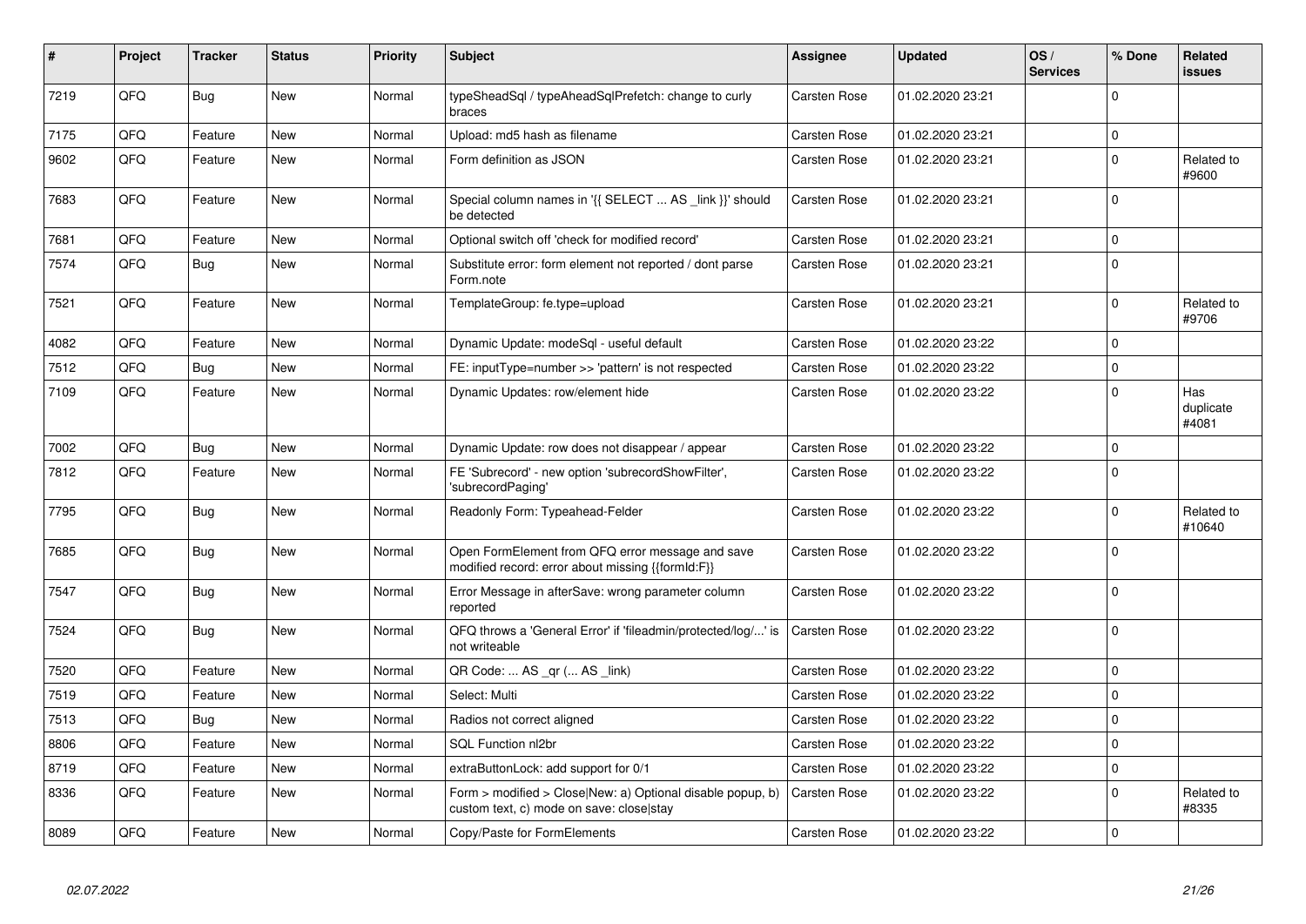| # | Project | Tracker | Status | Priority | Subject | Assignee | Updated | OS / Services | % Done | Related issues |
|---|---|---|---|---|---|---|---|---|---|---|
| 7219 | QFQ | Bug | New | Normal | typeSheadSql / typeAheadSqlPrefetch: change to curly braces | Carsten Rose | 01.02.2020 23:21 | | 0 | |
| 7175 | QFQ | Feature | New | Normal | Upload: md5 hash as filename | Carsten Rose | 01.02.2020 23:21 | | 0 | |
| 9602 | QFQ | Feature | New | Normal | Form definition as JSON | Carsten Rose | 01.02.2020 23:21 | | 0 | Related to #9600 |
| 7683 | QFQ | Feature | New | Normal | Special column names in '{{ SELECT ... AS _link }}' should be detected | Carsten Rose | 01.02.2020 23:21 | | 0 | |
| 7681 | QFQ | Feature | New | Normal | Optional switch off 'check for modified record' | Carsten Rose | 01.02.2020 23:21 | | 0 | |
| 7574 | QFQ | Bug | New | Normal | Substitute error: form element not reported / dont parse Form.note | Carsten Rose | 01.02.2020 23:21 | | 0 | |
| 7521 | QFQ | Feature | New | Normal | TemplateGroup: fe.type=upload | Carsten Rose | 01.02.2020 23:21 | | 0 | Related to #9706 |
| 4082 | QFQ | Feature | New | Normal | Dynamic Update: modeSql - useful default | Carsten Rose | 01.02.2020 23:22 | | 0 | |
| 7512 | QFQ | Bug | New | Normal | FE: inputType=number >> 'pattern' is not respected | Carsten Rose | 01.02.2020 23:22 | | 0 | |
| 7109 | QFQ | Feature | New | Normal | Dynamic Updates: row/element hide | Carsten Rose | 01.02.2020 23:22 | | 0 | Has duplicate #4081 |
| 7002 | QFQ | Bug | New | Normal | Dynamic Update: row does not disappear / appear | Carsten Rose | 01.02.2020 23:22 | | 0 | |
| 7812 | QFQ | Feature | New | Normal | FE 'Subrecord' - new option 'subrecordShowFilter', 'subrecordPaging' | Carsten Rose | 01.02.2020 23:22 | | 0 | |
| 7795 | QFQ | Bug | New | Normal | Readonly Form: Typeahead-Felder | Carsten Rose | 01.02.2020 23:22 | | 0 | Related to #10640 |
| 7685 | QFQ | Bug | New | Normal | Open FormElement from QFQ error message and save modified record: error about missing {{formId:F}} | Carsten Rose | 01.02.2020 23:22 | | 0 | |
| 7547 | QFQ | Bug | New | Normal | Error Message in afterSave: wrong parameter column reported | Carsten Rose | 01.02.2020 23:22 | | 0 | |
| 7524 | QFQ | Bug | New | Normal | QFQ throws a 'General Error' if 'fileadmin/protected/log/...' is not writeable | Carsten Rose | 01.02.2020 23:22 | | 0 | |
| 7520 | QFQ | Feature | New | Normal | QR Code: ... AS _qr (... AS _link) | Carsten Rose | 01.02.2020 23:22 | | 0 | |
| 7519 | QFQ | Feature | New | Normal | Select: Multi | Carsten Rose | 01.02.2020 23:22 | | 0 | |
| 7513 | QFQ | Bug | New | Normal | Radios not correct aligned | Carsten Rose | 01.02.2020 23:22 | | 0 | |
| 8806 | QFQ | Feature | New | Normal | SQL Function nl2br | Carsten Rose | 01.02.2020 23:22 | | 0 | |
| 8719 | QFQ | Feature | New | Normal | extraButtonLock: add support for 0/1 | Carsten Rose | 01.02.2020 23:22 | | 0 | |
| 8336 | QFQ | Feature | New | Normal | Form > modified > Close\|New: a) Optional disable popup, b) custom text, c) mode on save: close\|stay | Carsten Rose | 01.02.2020 23:22 | | 0 | Related to #8335 |
| 8089 | QFQ | Feature | New | Normal | Copy/Paste for FormElements | Carsten Rose | 01.02.2020 23:22 | | 0 | |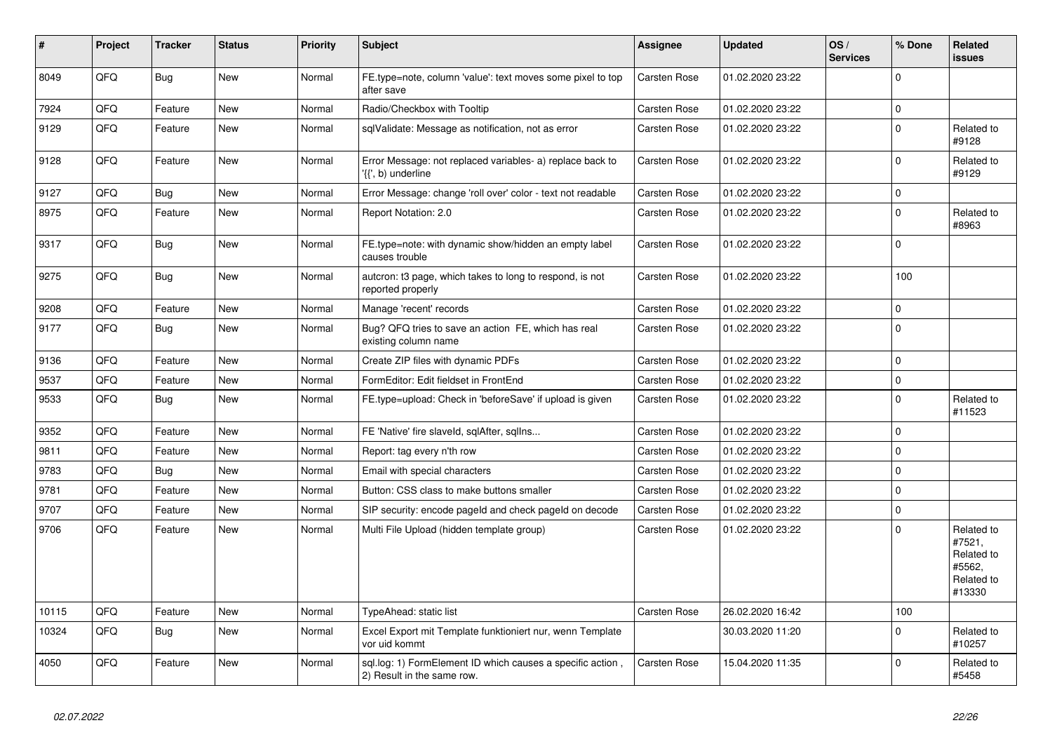| # | Project | Tracker | Status | Priority | Subject | Assignee | Updated | OS / Services | % Done | Related issues |
|---|---|---|---|---|---|---|---|---|---|---|
| 8049 | QFQ | Bug | New | Normal | FE.type=note, column 'value': text moves some pixel to top after save | Carsten Rose | 01.02.2020 23:22 | | 0 | |
| 7924 | QFQ | Feature | New | Normal | Radio/Checkbox with Tooltip | Carsten Rose | 01.02.2020 23:22 | | 0 | |
| 9129 | QFQ | Feature | New | Normal | sqlValidate: Message as notification, not as error | Carsten Rose | 01.02.2020 23:22 | | 0 | Related to #9128 |
| 9128 | QFQ | Feature | New | Normal | Error Message: not replaced variables- a) replace back to '{{', b) underline | Carsten Rose | 01.02.2020 23:22 | | 0 | Related to #9129 |
| 9127 | QFQ | Bug | New | Normal | Error Message: change 'roll over' color - text not readable | Carsten Rose | 01.02.2020 23:22 | | 0 | |
| 8975 | QFQ | Feature | New | Normal | Report Notation: 2.0 | Carsten Rose | 01.02.2020 23:22 | | 0 | Related to #8963 |
| 9317 | QFQ | Bug | New | Normal | FE.type=note: with dynamic show/hidden an empty label causes trouble | Carsten Rose | 01.02.2020 23:22 | | 0 | |
| 9275 | QFQ | Bug | New | Normal | autcron: t3 page, which takes to long to respond, is not reported properly | Carsten Rose | 01.02.2020 23:22 | | 100 | |
| 9208 | QFQ | Feature | New | Normal | Manage 'recent' records | Carsten Rose | 01.02.2020 23:22 | | 0 | |
| 9177 | QFQ | Bug | New | Normal | Bug? QFQ tries to save an action FE, which has real existing column name | Carsten Rose | 01.02.2020 23:22 | | 0 | |
| 9136 | QFQ | Feature | New | Normal | Create ZIP files with dynamic PDFs | Carsten Rose | 01.02.2020 23:22 | | 0 | |
| 9537 | QFQ | Feature | New | Normal | FormEditor: Edit fieldset in FrontEnd | Carsten Rose | 01.02.2020 23:22 | | 0 | |
| 9533 | QFQ | Bug | New | Normal | FE.type=upload: Check in 'beforeSave' if upload is given | Carsten Rose | 01.02.2020 23:22 | | 0 | Related to #11523 |
| 9352 | QFQ | Feature | New | Normal | FE 'Native' fire slaveId, sqlAfter, sqlIns... | Carsten Rose | 01.02.2020 23:22 | | 0 | |
| 9811 | QFQ | Feature | New | Normal | Report: tag every n'th row | Carsten Rose | 01.02.2020 23:22 | | 0 | |
| 9783 | QFQ | Bug | New | Normal | Email with special characters | Carsten Rose | 01.02.2020 23:22 | | 0 | |
| 9781 | QFQ | Feature | New | Normal | Button: CSS class to make buttons smaller | Carsten Rose | 01.02.2020 23:22 | | 0 | |
| 9707 | QFQ | Feature | New | Normal | SIP security: encode pageId and check pageId on decode | Carsten Rose | 01.02.2020 23:22 | | 0 | |
| 9706 | QFQ | Feature | New | Normal | Multi File Upload (hidden template group) | Carsten Rose | 01.02.2020 23:22 | | 0 | Related to #7521, Related to #5562, Related to #13330 |
| 10115 | QFQ | Feature | New | Normal | TypeAhead: static list | Carsten Rose | 26.02.2020 16:42 | | 100 | |
| 10324 | QFQ | Bug | New | Normal | Excel Export mit Template funktioniert nur, wenn Template vor uid kommt | | 30.03.2020 11:20 | | 0 | Related to #10257 |
| 4050 | QFQ | Feature | New | Normal | sql.log: 1) FormElement ID which causes a specific action , 2) Result in the same row. | Carsten Rose | 15.04.2020 11:35 | | 0 | Related to #5458 |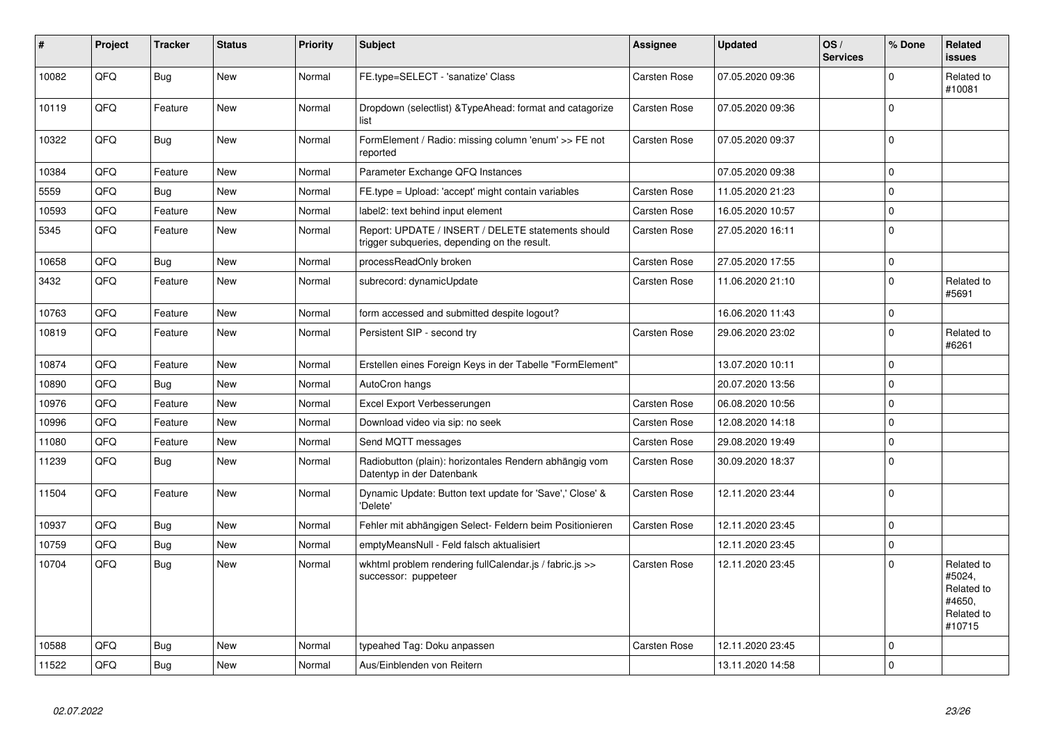| # | Project | Tracker | Status | Priority | Subject | Assignee | Updated | OS / Services | % Done | Related issues |
|---|---|---|---|---|---|---|---|---|---|---|
| 10082 | QFQ | Bug | New | Normal | FE.type=SELECT - 'sanatize' Class | Carsten Rose | 07.05.2020 09:36 | | 0 | Related to #10081 |
| 10119 | QFQ | Feature | New | Normal | Dropdown (selectlist) &TypeAhead: format and catagorize list | Carsten Rose | 07.05.2020 09:36 | | 0 | |
| 10322 | QFQ | Bug | New | Normal | FormElement / Radio: missing column 'enum' >> FE not reported | Carsten Rose | 07.05.2020 09:37 | | 0 | |
| 10384 | QFQ | Feature | New | Normal | Parameter Exchange QFQ Instances | | 07.05.2020 09:38 | | 0 | |
| 5559 | QFQ | Bug | New | Normal | FE.type = Upload: 'accept' might contain variables | Carsten Rose | 11.05.2020 21:23 | | 0 | |
| 10593 | QFQ | Feature | New | Normal | label2: text behind input element | Carsten Rose | 16.05.2020 10:57 | | 0 | |
| 5345 | QFQ | Feature | New | Normal | Report: UPDATE / INSERT / DELETE statements should trigger subqueries, depending on the result. | Carsten Rose | 27.05.2020 16:11 | | 0 | |
| 10658 | QFQ | Bug | New | Normal | processReadOnly broken | Carsten Rose | 27.05.2020 17:55 | | 0 | |
| 3432 | QFQ | Feature | New | Normal | subrecord: dynamicUpdate | Carsten Rose | 11.06.2020 21:10 | | 0 | Related to #5691 |
| 10763 | QFQ | Feature | New | Normal | form accessed and submitted despite logout? | | 16.06.2020 11:43 | | 0 | |
| 10819 | QFQ | Feature | New | Normal | Persistent SIP - second try | Carsten Rose | 29.06.2020 23:02 | | 0 | Related to #6261 |
| 10874 | QFQ | Feature | New | Normal | Erstellen eines Foreign Keys in der Tabelle "FormElement" | | 13.07.2020 10:11 | | 0 | |
| 10890 | QFQ | Bug | New | Normal | AutoCron hangs | | 20.07.2020 13:56 | | 0 | |
| 10976 | QFQ | Feature | New | Normal | Excel Export Verbesserungen | Carsten Rose | 06.08.2020 10:56 | | 0 | |
| 10996 | QFQ | Feature | New | Normal | Download video via sip: no seek | Carsten Rose | 12.08.2020 14:18 | | 0 | |
| 11080 | QFQ | Feature | New | Normal | Send MQTT messages | Carsten Rose | 29.08.2020 19:49 | | 0 | |
| 11239 | QFQ | Bug | New | Normal | Radiobutton (plain): horizontales Rendern abhängig vom Datentyp in der Datenbank | Carsten Rose | 30.09.2020 18:37 | | 0 | |
| 11504 | QFQ | Feature | New | Normal | Dynamic Update: Button text update for 'Save',' Close' & 'Delete' | Carsten Rose | 12.11.2020 23:44 | | 0 | |
| 10937 | QFQ | Bug | New | Normal | Fehler mit abhängigen Select- Feldern beim Positionieren | Carsten Rose | 12.11.2020 23:45 | | 0 | |
| 10759 | QFQ | Bug | New | Normal | emptyMeansNull - Feld falsch aktualisiert | | 12.11.2020 23:45 | | 0 | |
| 10704 | QFQ | Bug | New | Normal | wkhtml problem rendering fullCalendar.js / fabric.js >> successor: puppeteer | Carsten Rose | 12.11.2020 23:45 | | 0 | Related to #5024, Related to #4650, Related to #10715 |
| 10588 | QFQ | Bug | New | Normal | typeahed Tag: Doku anpassen | Carsten Rose | 12.11.2020 23:45 | | 0 | |
| 11522 | QFQ | Bug | New | Normal | Aus/Einblenden von Reitern | | 13.11.2020 14:58 | | 0 | |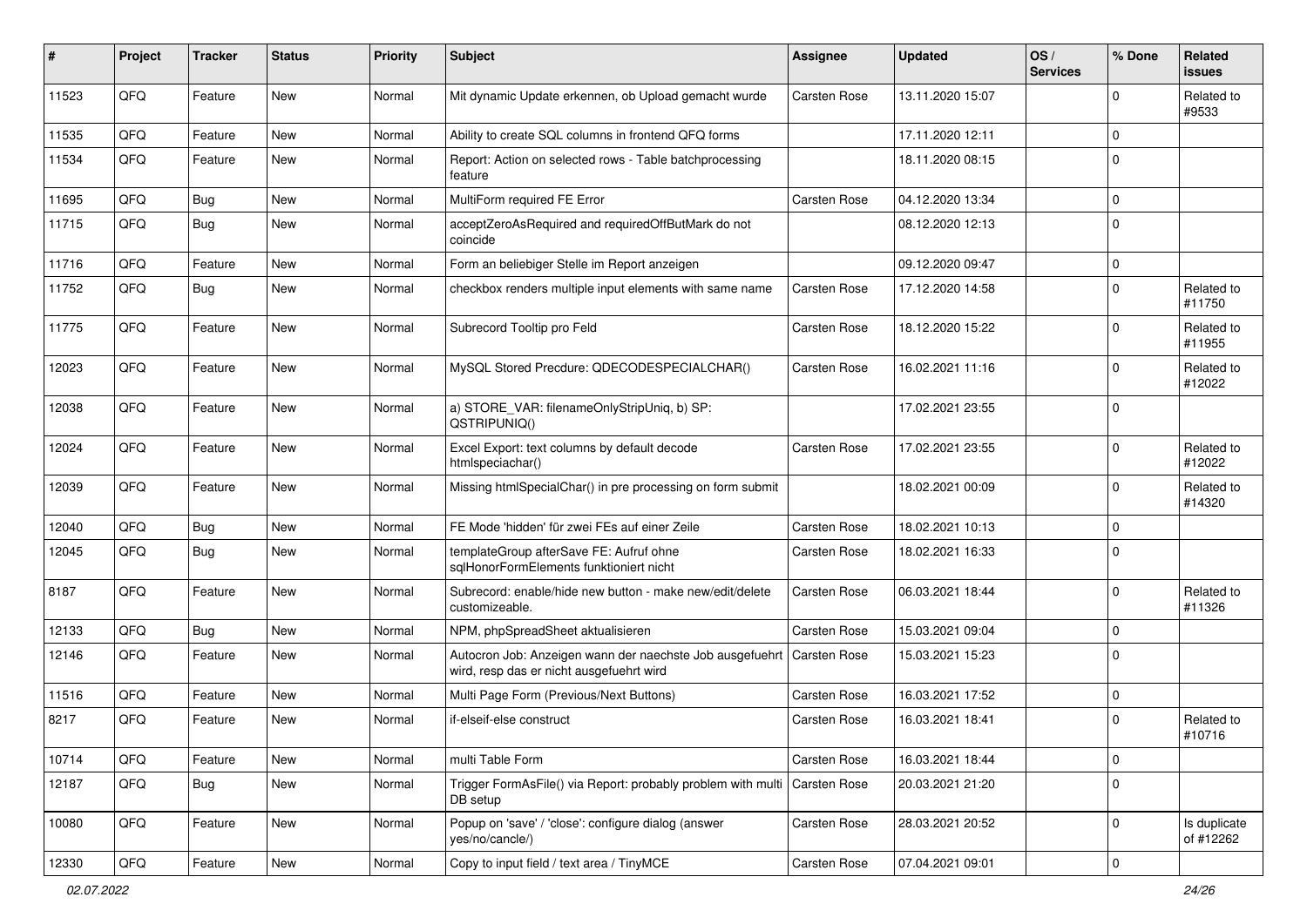| # | Project | Tracker | Status | Priority | Subject | Assignee | Updated | OS / Services | % Done | Related issues |
|---|---|---|---|---|---|---|---|---|---|---|
| 11523 | QFQ | Feature | New | Normal | Mit dynamic Update erkennen, ob Upload gemacht wurde | Carsten Rose | 13.11.2020 15:07 | | 0 | Related to #9533 |
| 11535 | QFQ | Feature | New | Normal | Ability to create SQL columns in frontend QFQ forms | | 17.11.2020 12:11 | | 0 | |
| 11534 | QFQ | Feature | New | Normal | Report: Action on selected rows - Table batchprocessing feature | | 18.11.2020 08:15 | | 0 | |
| 11695 | QFQ | Bug | New | Normal | MultiForm required FE Error | Carsten Rose | 04.12.2020 13:34 | | 0 | |
| 11715 | QFQ | Bug | New | Normal | acceptZeroAsRequired and requiredOffButMark do not coincide | | 08.12.2020 12:13 | | 0 | |
| 11716 | QFQ | Feature | New | Normal | Form an beliebiger Stelle im Report anzeigen | | 09.12.2020 09:47 | | 0 | |
| 11752 | QFQ | Bug | New | Normal | checkbox renders multiple input elements with same name | Carsten Rose | 17.12.2020 14:58 | | 0 | Related to #11750 |
| 11775 | QFQ | Feature | New | Normal | Subrecord Tooltip pro Feld | Carsten Rose | 18.12.2020 15:22 | | 0 | Related to #11955 |
| 12023 | QFQ | Feature | New | Normal | MySQL Stored Precdure: QDECODESPECIALCHAR() | Carsten Rose | 16.02.2021 11:16 | | 0 | Related to #12022 |
| 12038 | QFQ | Feature | New | Normal | a) STORE_VAR: filenameOnlyStripUniq, b) SP: QSTRIPUNIQ() | | 17.02.2021 23:55 | | 0 | |
| 12024 | QFQ | Feature | New | Normal | Excel Export: text columns by default decode htmlspeciachar() | Carsten Rose | 17.02.2021 23:55 | | 0 | Related to #12022 |
| 12039 | QFQ | Feature | New | Normal | Missing htmlSpecialChar() in pre processing on form submit | | 18.02.2021 00:09 | | 0 | Related to #14320 |
| 12040 | QFQ | Bug | New | Normal | FE Mode 'hidden' für zwei FEs auf einer Zeile | Carsten Rose | 18.02.2021 10:13 | | 0 | |
| 12045 | QFQ | Bug | New | Normal | templateGroup afterSave FE: Aufruf ohne sqlHonorFormElements funktioniert nicht | Carsten Rose | 18.02.2021 16:33 | | 0 | |
| 8187 | QFQ | Feature | New | Normal | Subrecord: enable/hide new button - make new/edit/delete customizeable. | Carsten Rose | 06.03.2021 18:44 | | 0 | Related to #11326 |
| 12133 | QFQ | Bug | New | Normal | NPM, phpSpreadSheet aktualisieren | Carsten Rose | 15.03.2021 09:04 | | 0 | |
| 12146 | QFQ | Feature | New | Normal | Autocron Job: Anzeigen wann der naechste Job ausgefuehrt wird, resp das er nicht ausgefuehrt wird | Carsten Rose | 15.03.2021 15:23 | | 0 | |
| 11516 | QFQ | Feature | New | Normal | Multi Page Form (Previous/Next Buttons) | Carsten Rose | 16.03.2021 17:52 | | 0 | |
| 8217 | QFQ | Feature | New | Normal | if-elseif-else construct | Carsten Rose | 16.03.2021 18:41 | | 0 | Related to #10716 |
| 10714 | QFQ | Feature | New | Normal | multi Table Form | Carsten Rose | 16.03.2021 18:44 | | 0 | |
| 12187 | QFQ | Bug | New | Normal | Trigger FormAsFile() via Report: probably problem with multi DB setup | Carsten Rose | 20.03.2021 21:20 | | 0 | |
| 10080 | QFQ | Feature | New | Normal | Popup on 'save' / 'close': configure dialog (answer yes/no/cancle/) | Carsten Rose | 28.03.2021 20:52 | | 0 | Is duplicate of #12262 |
| 12330 | QFQ | Feature | New | Normal | Copy to input field / text area / TinyMCE | Carsten Rose | 07.04.2021 09:01 | | 0 | |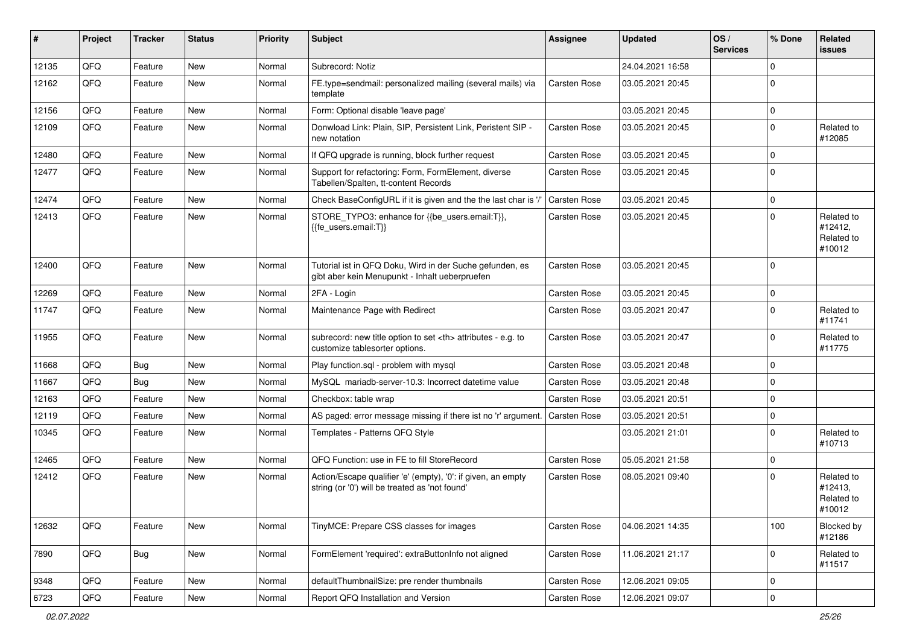| # | Project | Tracker | Status | Priority | Subject | Assignee | Updated | OS / Services | % Done | Related issues |
|---|---|---|---|---|---|---|---|---|---|---|
| 12135 | QFQ | Feature | New | Normal | Subrecord: Notiz | | 24.04.2021 16:58 | | 0 | |
| 12162 | QFQ | Feature | New | Normal | FE.type=sendmail: personalized mailing (several mails) via template | Carsten Rose | 03.05.2021 20:45 | | 0 | |
| 12156 | QFQ | Feature | New | Normal | Form: Optional disable 'leave page' | | 03.05.2021 20:45 | | 0 | |
| 12109 | QFQ | Feature | New | Normal | Donwload Link: Plain, SIP, Persistent Link, Peristent SIP - new notation | Carsten Rose | 03.05.2021 20:45 | | 0 | Related to #12085 |
| 12480 | QFQ | Feature | New | Normal | If QFQ upgrade is running, block further request | Carsten Rose | 03.05.2021 20:45 | | 0 | |
| 12477 | QFQ | Feature | New | Normal | Support for refactoring: Form, FormElement, diverse Tabellen/Spalten, tt-content Records | Carsten Rose | 03.05.2021 20:45 | | 0 | |
| 12474 | QFQ | Feature | New | Normal | Check BaseConfigURL if it is given and the the last char is '/' | Carsten Rose | 03.05.2021 20:45 | | 0 | |
| 12413 | QFQ | Feature | New | Normal | STORE_TYPO3: enhance for {{be_users.email:T}}, {{fe_users.email:T}} | Carsten Rose | 03.05.2021 20:45 | | 0 | Related to #12412, Related to #10012 |
| 12400 | QFQ | Feature | New | Normal | Tutorial ist in QFQ Doku, Wird in der Suche gefunden, es gibt aber kein Menupunkt - Inhalt ueberpruefen | Carsten Rose | 03.05.2021 20:45 | | 0 | |
| 12269 | QFQ | Feature | New | Normal | 2FA - Login | Carsten Rose | 03.05.2021 20:45 | | 0 | |
| 11747 | QFQ | Feature | New | Normal | Maintenance Page with Redirect | Carsten Rose | 03.05.2021 20:47 | | 0 | Related to #11741 |
| 11955 | QFQ | Feature | New | Normal | subrecord: new title option to set <th> attributes - e.g. to customize tablesorter options. | Carsten Rose | 03.05.2021 20:47 | | 0 | Related to #11775 |
| 11668 | QFQ | Bug | New | Normal | Play function.sql - problem with mysql | Carsten Rose | 03.05.2021 20:48 | | 0 | |
| 11667 | QFQ | Bug | New | Normal | MySQL mariadb-server-10.3: Incorrect datetime value | Carsten Rose | 03.05.2021 20:48 | | 0 | |
| 12163 | QFQ | Feature | New | Normal | Checkbox: table wrap | Carsten Rose | 03.05.2021 20:51 | | 0 | |
| 12119 | QFQ | Feature | New | Normal | AS paged: error message missing if there ist no 'r' argument. | Carsten Rose | 03.05.2021 20:51 | | 0 | |
| 10345 | QFQ | Feature | New | Normal | Templates - Patterns QFQ Style | | 03.05.2021 21:01 | | 0 | Related to #10713 |
| 12465 | QFQ | Feature | New | Normal | QFQ Function: use in FE to fill StoreRecord | Carsten Rose | 05.05.2021 21:58 | | 0 | |
| 12412 | QFQ | Feature | New | Normal | Action/Escape qualifier 'e' (empty), '0': if given, an empty string (or '0') will be treated as 'not found' | Carsten Rose | 08.05.2021 09:40 | | 0 | Related to #12413, Related to #10012 |
| 12632 | QFQ | Feature | New | Normal | TinyMCE: Prepare CSS classes for images | Carsten Rose | 04.06.2021 14:35 | | 100 | Blocked by #12186 |
| 7890 | QFQ | Bug | New | Normal | FormElement 'required': extraButtonInfo not aligned | Carsten Rose | 11.06.2021 21:17 | | 0 | Related to #11517 |
| 9348 | QFQ | Feature | New | Normal | defaultThumbnailSize: pre render thumbnails | Carsten Rose | 12.06.2021 09:05 | | 0 | |
| 6723 | QFQ | Feature | New | Normal | Report QFQ Installation and Version | Carsten Rose | 12.06.2021 09:07 | | 0 | |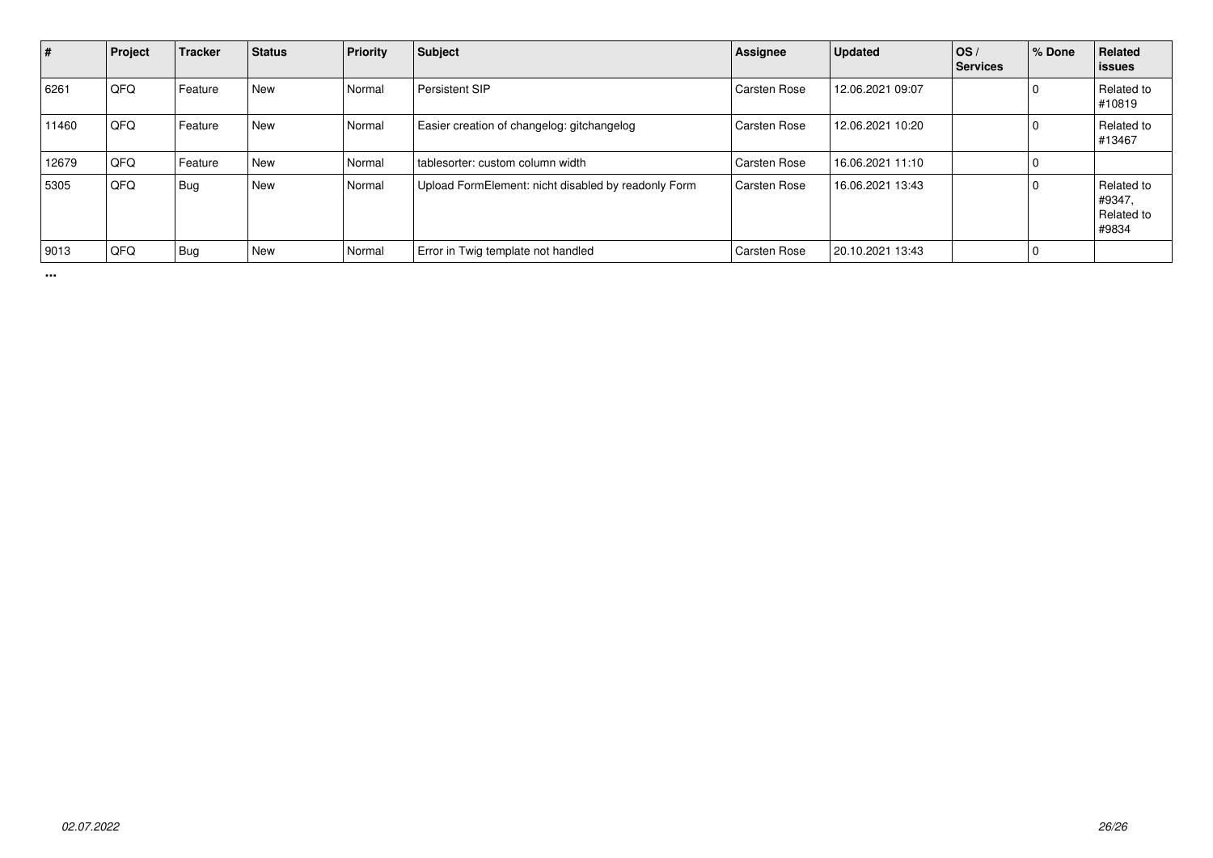| # | Project | Tracker | Status | Priority | Subject | Assignee | Updated | OS / Services | % Done | Related issues |
|---|---|---|---|---|---|---|---|---|---|---|
| 6261 | QFQ | Feature | New | Normal | Persistent SIP | Carsten Rose | 12.06.2021 09:07 | | 0 | Related to #10819 |
| 11460 | QFQ | Feature | New | Normal | Easier creation of changelog: gitchangelog | Carsten Rose | 12.06.2021 10:20 | | 0 | Related to #13467 |
| 12679 | QFQ | Feature | New | Normal | tablesorter: custom column width | Carsten Rose | 16.06.2021 11:10 | | 0 | |
| 5305 | QFQ | Bug | New | Normal | Upload FormElement: nicht disabled by readonly Form | Carsten Rose | 16.06.2021 13:43 | | 0 | Related to #9347, Related to #9834 |
| 9013 | QFQ | Bug | New | Normal | Error in Twig template not handled | Carsten Rose | 20.10.2021 13:43 | | 0 | |

...